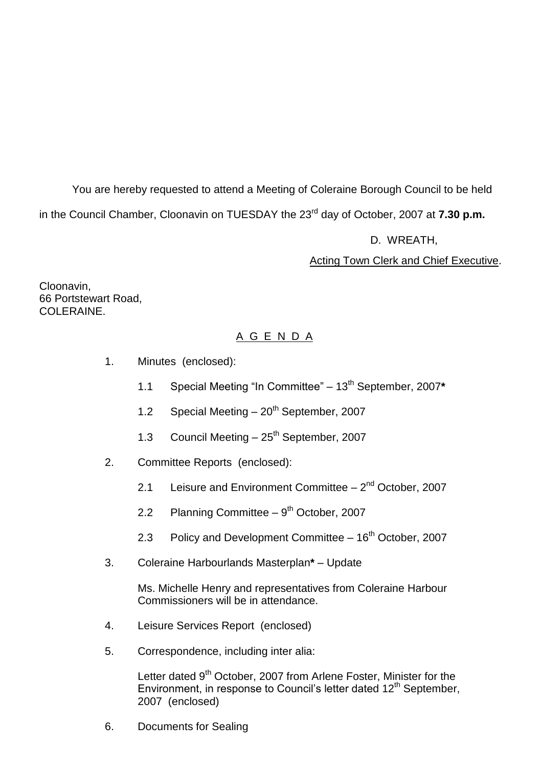You are hereby requested to attend a Meeting of Coleraine Borough Council to be held in the Council Chamber, Cloonavin on TUESDAY the 23rd day of October, 2007 at **7.30 p.m.**

D. WREATH,

Acting Town Clerk and Chief Executive.

Cloonavin,
66 Portstewart Road,
COLERAINE.

## A G E N D A

1. Minutes (enclosed):

   1.1 Special Meeting "In Committee" – 13th September, 2007**\***

   1.2 Special Meeting – 20th September, 2007

   1.3 Council Meeting – 25th September, 2007

2. Committee Reports (enclosed):

   2.1 Leisure and Environment Committee – 2nd October, 2007

   2.2 Planning Committee – 9th October, 2007

   2.3 Policy and Development Committee – 16th October, 2007

3. Coleraine Harbourlands Masterplan**\*** – Update

   Ms. Michelle Henry and representatives from Coleraine Harbour Commissioners will be in attendance.

4. Leisure Services Report (enclosed)

5. Correspondence, including inter alia:

   Letter dated 9th October, 2007 from Arlene Foster, Minister for the Environment, in response to Council's letter dated 12th September, 2007 (enclosed)

6. Documents for Sealing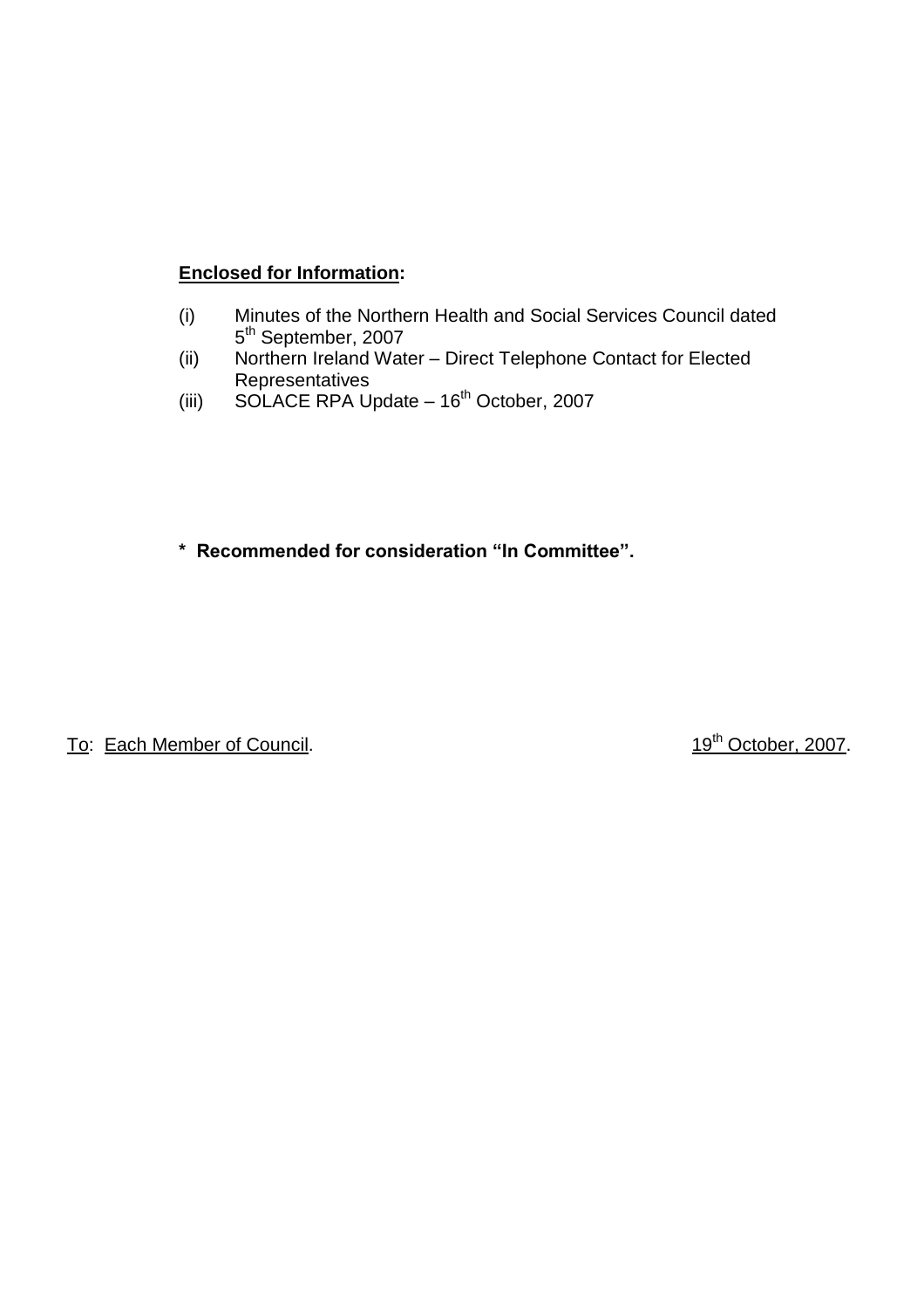**Enclosed for Information:**

(i) Minutes of the Northern Health and Social Services Council dated 5th September, 2007
(ii) Northern Ireland Water – Direct Telephone Contact for Elected Representatives
(iii) SOLACE RPA Update – 16th October, 2007

**\* Recommended for consideration "In Committee".**

To: Each Member of Council. 19th October, 2007.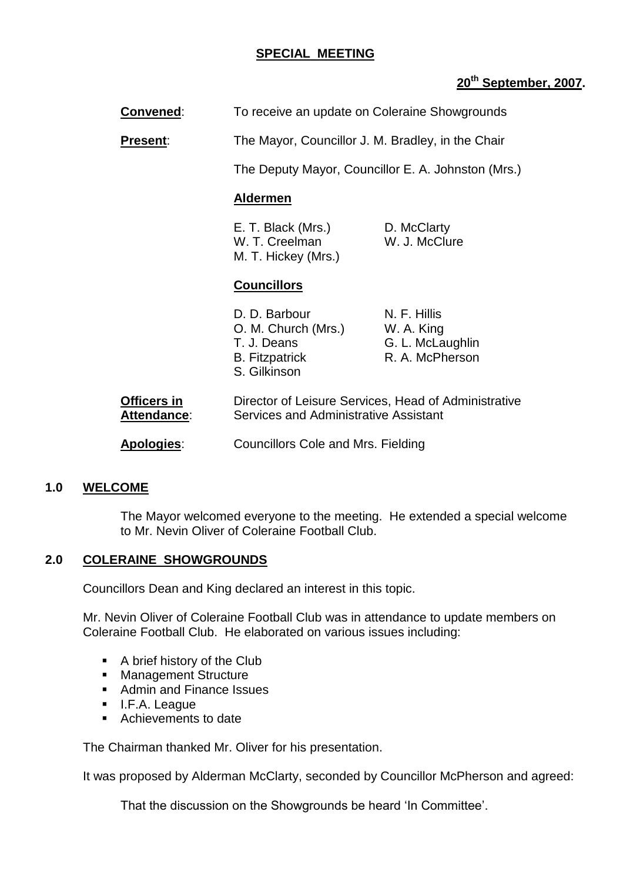**SPECIAL MEETING**

**20th September, 2007.**

**Convened**: To receive an update on Coleraine Showgrounds

**Present**: The Mayor, Councillor J. M. Bradley, in the Chair

The Deputy Mayor, Councillor E. A. Johnston (Mrs.)

**Aldermen**

E. T. Black (Mrs.) D. McClarty
W. T. Creelman W. J. McClure
M. T. Hickey (Mrs.)

**Councillors**

D. D. Barbour N. F. Hillis
O. M. Church (Mrs.) W. A. King
T. J. Deans G. L. McLaughlin
B. Fitzpatrick R. A. McPherson
S. Gilkinson

**Officers in Attendance**: Director of Leisure Services, Head of Administrative Services and Administrative Assistant

**Apologies**: Councillors Cole and Mrs. Fielding

## 1.0 WELCOME

The Mayor welcomed everyone to the meeting. He extended a special welcome to Mr. Nevin Oliver of Coleraine Football Club.

## 2.0 COLERAINE SHOWGROUNDS

Councillors Dean and King declared an interest in this topic.

Mr. Nevin Oliver of Coleraine Football Club was in attendance to update members on Coleraine Football Club. He elaborated on various issues including:

- A brief history of the Club
- Management Structure
- Admin and Finance Issues
- I.F.A. League
- Achievements to date

The Chairman thanked Mr. Oliver for his presentation.

It was proposed by Alderman McClarty, seconded by Councillor McPherson and agreed:

That the discussion on the Showgrounds be heard 'In Committee'.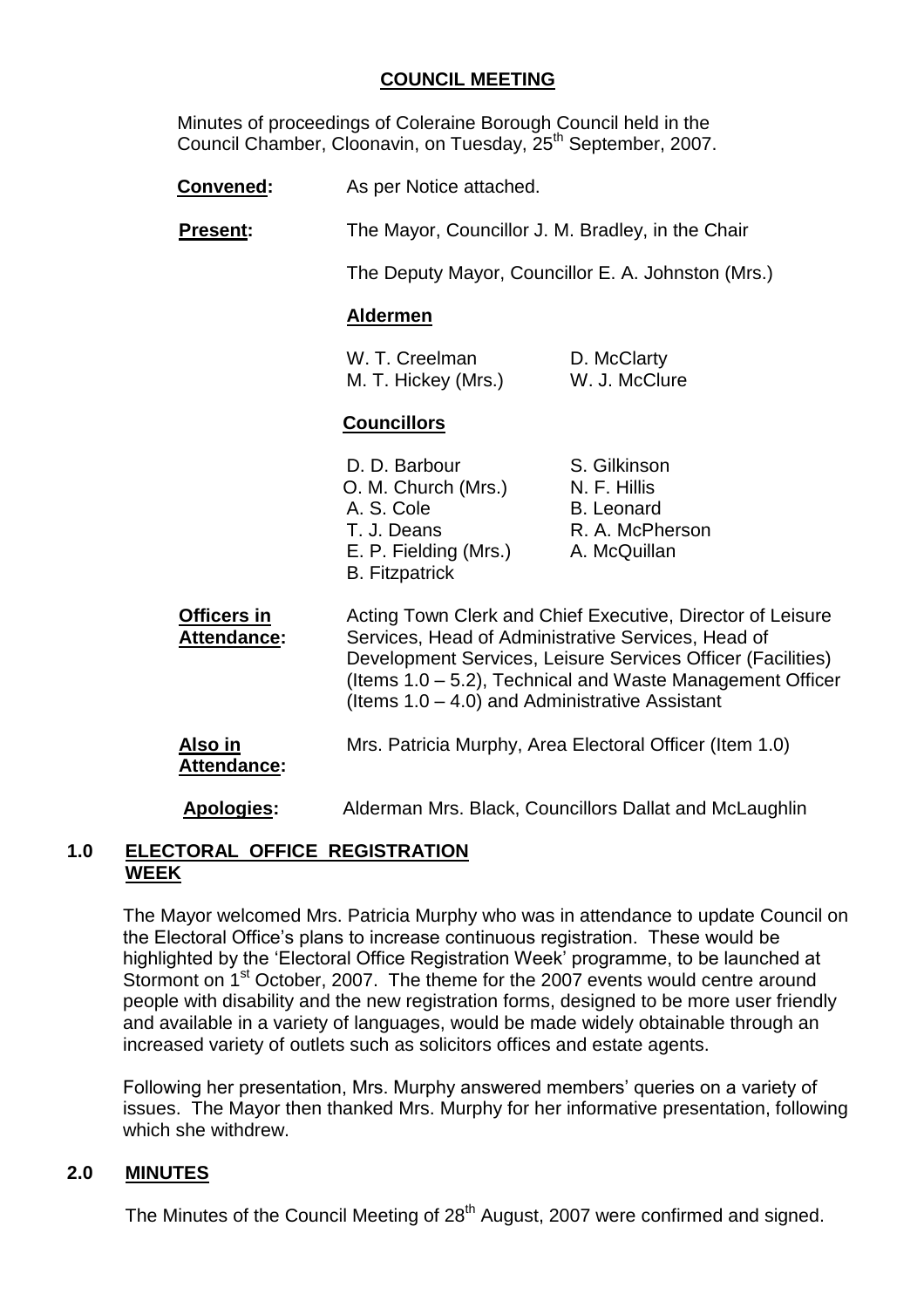## COUNCIL MEETING

Minutes of proceedings of Coleraine Borough Council held in the Council Chamber, Cloonavin, on Tuesday, 25th September, 2007.

**Convened:** As per Notice attached.

**Present:** The Mayor, Councillor J. M. Bradley, in the Chair

The Deputy Mayor, Councillor E. A. Johnston (Mrs.)

**Aldermen**

W. T. Creelman
M. T. Hickey (Mrs.)
D. McClarty
W. J. McClure

**Councillors**

D. D. Barbour
O. M. Church (Mrs.)
A. S. Cole
T. J. Deans
E. P. Fielding (Mrs.)
B. Fitzpatrick
S. Gilkinson
N. F. Hillis
B. Leonard
R. A. McPherson
A. McQuillan

**Officers in Attendance:** Acting Town Clerk and Chief Executive, Director of Leisure Services, Head of Administrative Services, Head of Development Services, Leisure Services Officer (Facilities) (Items 1.0 – 5.2), Technical and Waste Management Officer (Items 1.0 – 4.0) and Administrative Assistant

**Also in Attendance:** Mrs. Patricia Murphy, Area Electoral Officer (Item 1.0)

**Apologies:** Alderman Mrs. Black, Councillors Dallat and McLaughlin

### 1.0 ELECTORAL OFFICE REGISTRATION WEEK

The Mayor welcomed Mrs. Patricia Murphy who was in attendance to update Council on the Electoral Office's plans to increase continuous registration. These would be highlighted by the 'Electoral Office Registration Week' programme, to be launched at Stormont on 1st October, 2007. The theme for the 2007 events would centre around people with disability and the new registration forms, designed to be more user friendly and available in a variety of languages, would be made widely obtainable through an increased variety of outlets such as solicitors offices and estate agents.

Following her presentation, Mrs. Murphy answered members' queries on a variety of issues. The Mayor then thanked Mrs. Murphy for her informative presentation, following which she withdrew.

### 2.0 MINUTES

The Minutes of the Council Meeting of 28th August, 2007 were confirmed and signed.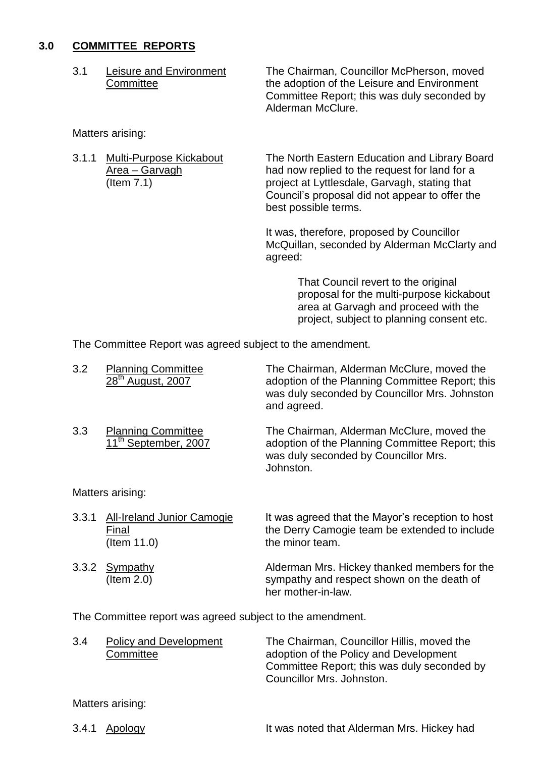## 3.0 COMMITTEE REPORTS

3.1 Leisure and Environment Committee

The Chairman, Councillor McPherson, moved the adoption of the Leisure and Environment Committee Report; this was duly seconded by Alderman McClure.

Matters arising:

3.1.1 Multi-Purpose Kickabout Area – Garvagh (Item 7.1)

The North Eastern Education and Library Board had now replied to the request for land for a project at Lyttlesdale, Garvagh, stating that Council's proposal did not appear to offer the best possible terms.

It was, therefore, proposed by Councillor McQuillan, seconded by Alderman McClarty and agreed:

> That Council revert to the original proposal for the multi-purpose kickabout area at Garvagh and proceed with the project, subject to planning consent etc.

The Committee Report was agreed subject to the amendment.

3.2 Planning Committee 28th August, 2007

The Chairman, Alderman McClure, moved the adoption of the Planning Committee Report; this was duly seconded by Councillor Mrs. Johnston and agreed.

3.3 Planning Committee 11th September, 2007

The Chairman, Alderman McClure, moved the adoption of the Planning Committee Report; this was duly seconded by Councillor Mrs. Johnston.

Matters arising:

3.3.1 All-Ireland Junior Camogie Final (Item 11.0)

It was agreed that the Mayor's reception to host the Derry Camogie team be extended to include the minor team.

3.3.2 Sympathy (Item 2.0)

Alderman Mrs. Hickey thanked members for the sympathy and respect shown on the death of her mother-in-law.

The Committee report was agreed subject to the amendment.

3.4 Policy and Development Committee

The Chairman, Councillor Hillis, moved the adoption of the Policy and Development Committee Report; this was duly seconded by Councillor Mrs. Johnston.

Matters arising:

3.4.1 Apology

It was noted that Alderman Mrs. Hickey had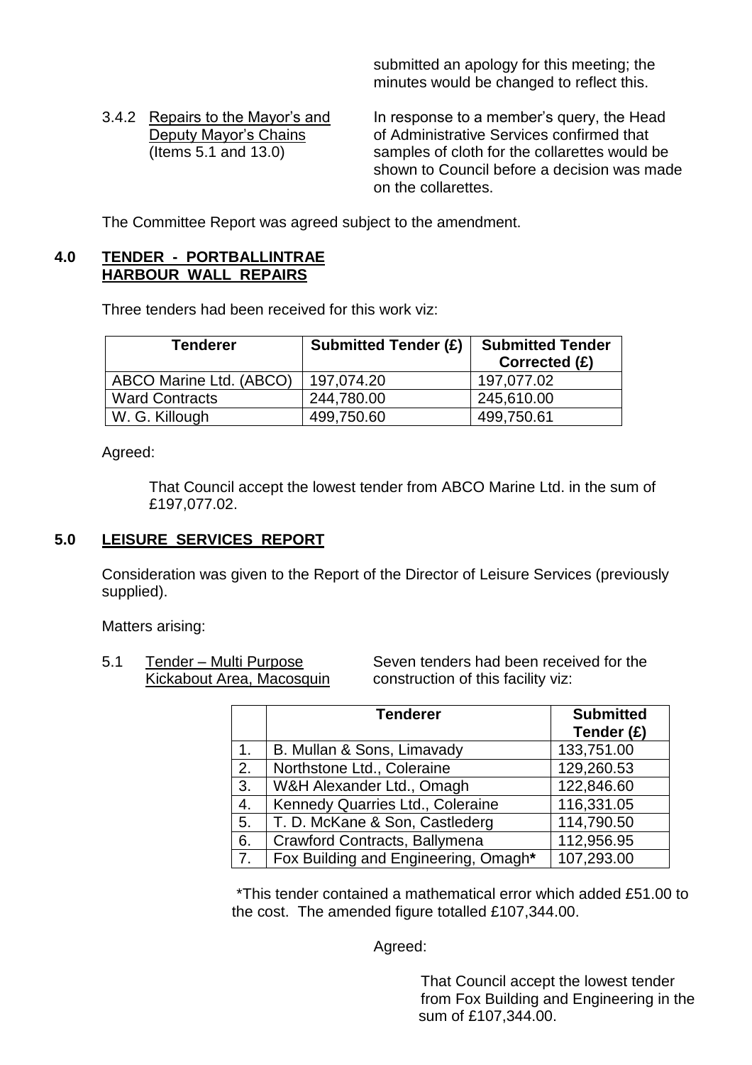submitted an apology for this meeting; the minutes would be changed to reflect this.

3.4.2 Repairs to the Mayor's and Deputy Mayor's Chains (Items 5.1 and 13.0)

In response to a member's query, the Head of Administrative Services confirmed that samples of cloth for the collarettes would be shown to Council before a decision was made on the collarettes.

The Committee Report was agreed subject to the amendment.

## 4.0 TENDER - PORTBALLINTRAE HARBOUR WALL REPAIRS

Three tenders had been received for this work viz:

| Tenderer | Submitted Tender (£) | Submitted Tender Corrected (£) |
|---|---|---|
| ABCO Marine Ltd. (ABCO) | 197,074.20 | 197,077.02 |
| Ward Contracts | 244,780.00 | 245,610.00 |
| W. G. Killough | 499,750.60 | 499,750.61 |

Agreed:

That Council accept the lowest tender from ABCO Marine Ltd. in the sum of £197,077.02.

## 5.0 LEISURE SERVICES REPORT

Consideration was given to the Report of the Director of Leisure Services (previously supplied).

Matters arising:

5.1 Tender – Multi Purpose Kickabout Area, Macosquin

Seven tenders had been received for the construction of this facility viz:

| | Tenderer | Submitted Tender (£) |
|---|---|---|
| 1. | B. Mullan & Sons, Limavady | 133,751.00 |
| 2. | Northstone Ltd., Coleraine | 129,260.53 |
| 3. | W&H Alexander Ltd., Omagh | 122,846.60 |
| 4. | Kennedy Quarries Ltd., Coleraine | 116,331.05 |
| 5. | T. D. McKane & Son, Castlederg | 114,790.50 |
| 6. | Crawford Contracts, Ballymena | 112,956.95 |
| 7. | Fox Building and Engineering, Omagh* | 107,293.00 |

*This tender contained a mathematical error which added £51.00 to the cost. The amended figure totalled £107,344.00.

Agreed:

That Council accept the lowest tender from Fox Building and Engineering in the sum of £107,344.00.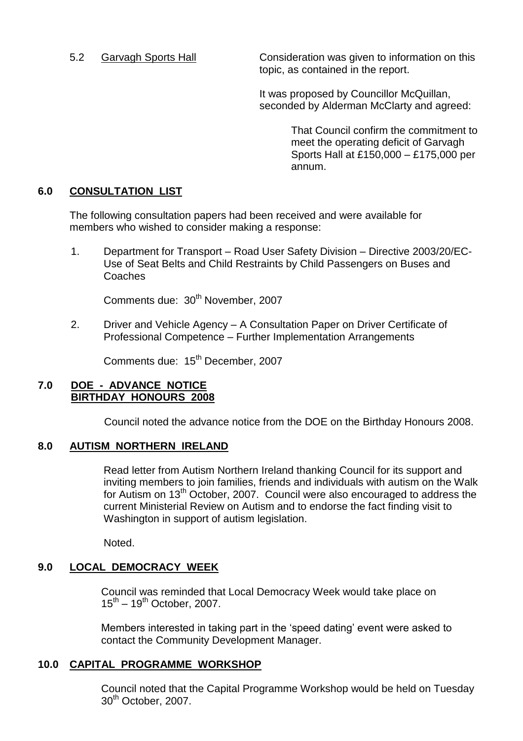5.2 Garvagh Sports Hall

Consideration was given to information on this topic, as contained in the report.

It was proposed by Councillor McQuillan, seconded by Alderman McClarty and agreed:

> That Council confirm the commitment to meet the operating deficit of Garvagh Sports Hall at £150,000 – £175,000 per annum.

## 6.0 CONSULTATION LIST

The following consultation papers had been received and were available for members who wished to consider making a response:

1. Department for Transport – Road User Safety Division – Directive 2003/20/EC- Use of Seat Belts and Child Restraints by Child Passengers on Buses and Coaches

   Comments due: 30th November, 2007

2. Driver and Vehicle Agency – A Consultation Paper on Driver Certificate of Professional Competence – Further Implementation Arrangements

   Comments due: 15th December, 2007

## 7.0 DOE - ADVANCE NOTICE BIRTHDAY HONOURS 2008

Council noted the advance notice from the DOE on the Birthday Honours 2008.

## 8.0 AUTISM NORTHERN IRELAND

Read letter from Autism Northern Ireland thanking Council for its support and inviting members to join families, friends and individuals with autism on the Walk for Autism on 13th October, 2007. Council were also encouraged to address the current Ministerial Review on Autism and to endorse the fact finding visit to Washington in support of autism legislation.

Noted.

## 9.0 LOCAL DEMOCRACY WEEK

Council was reminded that Local Democracy Week would take place on 15th – 19th October, 2007.

Members interested in taking part in the 'speed dating' event were asked to contact the Community Development Manager.

## 10.0 CAPITAL PROGRAMME WORKSHOP

Council noted that the Capital Programme Workshop would be held on Tuesday 30th October, 2007.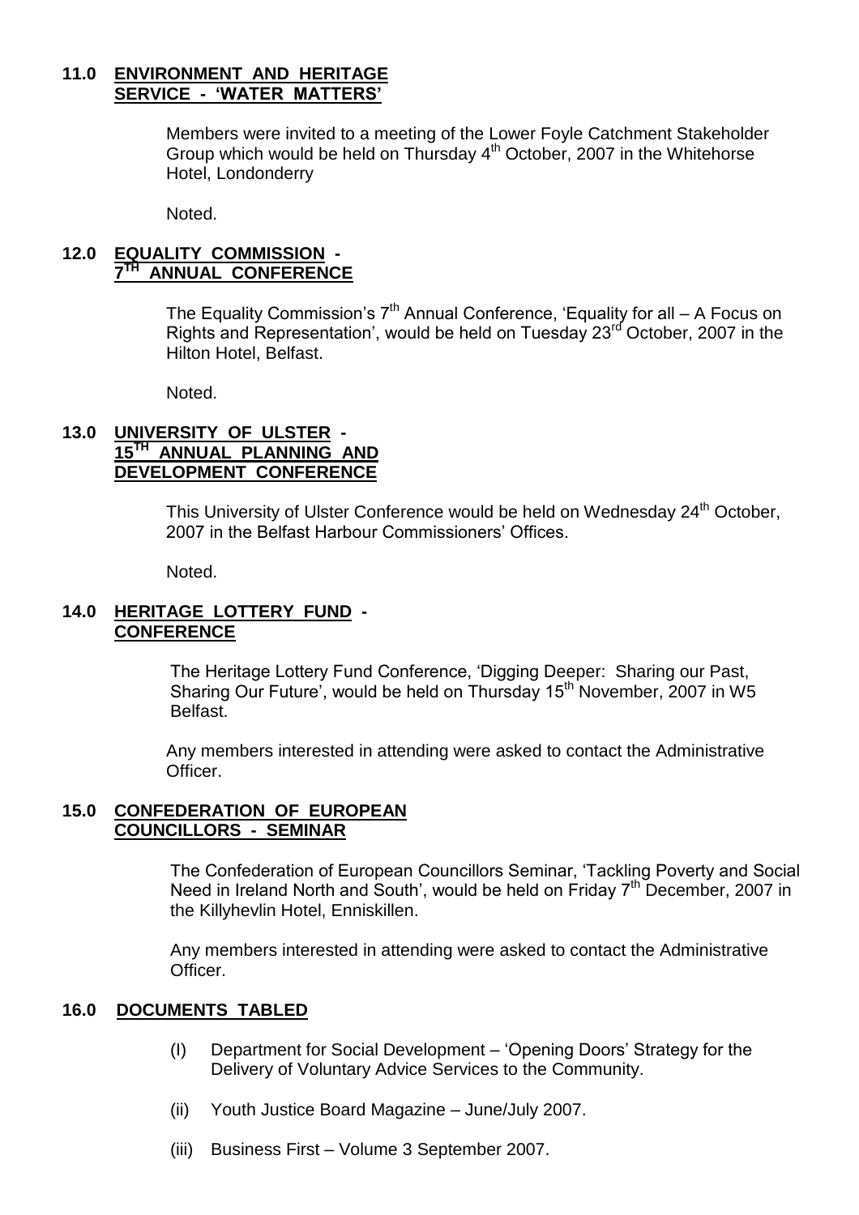## 11.0 ENVIRONMENT AND HERITAGE SERVICE - 'WATER MATTERS'

Members were invited to a meeting of the Lower Foyle Catchment Stakeholder Group which would be held on Thursday 4th October, 2007 in the Whitehorse Hotel, Londonderry

Noted.

## 12.0 EQUALITY COMMISSION - 7TH ANNUAL CONFERENCE

The Equality Commission's 7th Annual Conference, 'Equality for all – A Focus on Rights and Representation', would be held on Tuesday 23rd October, 2007 in the Hilton Hotel, Belfast.

Noted.

## 13.0 UNIVERSITY OF ULSTER - 15TH ANNUAL PLANNING AND DEVELOPMENT CONFERENCE

This University of Ulster Conference would be held on Wednesday 24th October, 2007 in the Belfast Harbour Commissioners' Offices.

Noted.

## 14.0 HERITAGE LOTTERY FUND - CONFERENCE

The Heritage Lottery Fund Conference, 'Digging Deeper: Sharing our Past, Sharing Our Future', would be held on Thursday 15th November, 2007 in W5 Belfast.

Any members interested in attending were asked to contact the Administrative Officer.

## 15.0 CONFEDERATION OF EUROPEAN COUNCILLORS - SEMINAR

The Confederation of European Councillors Seminar, 'Tackling Poverty and Social Need in Ireland North and South', would be held on Friday 7th December, 2007 in the Killyhevlin Hotel, Enniskillen.

Any members interested in attending were asked to contact the Administrative Officer.

## 16.0 DOCUMENTS TABLED

(I) Department for Social Development – 'Opening Doors' Strategy for the Delivery of Voluntary Advice Services to the Community.

(ii) Youth Justice Board Magazine – June/July 2007.

(iii) Business First – Volume 3 September 2007.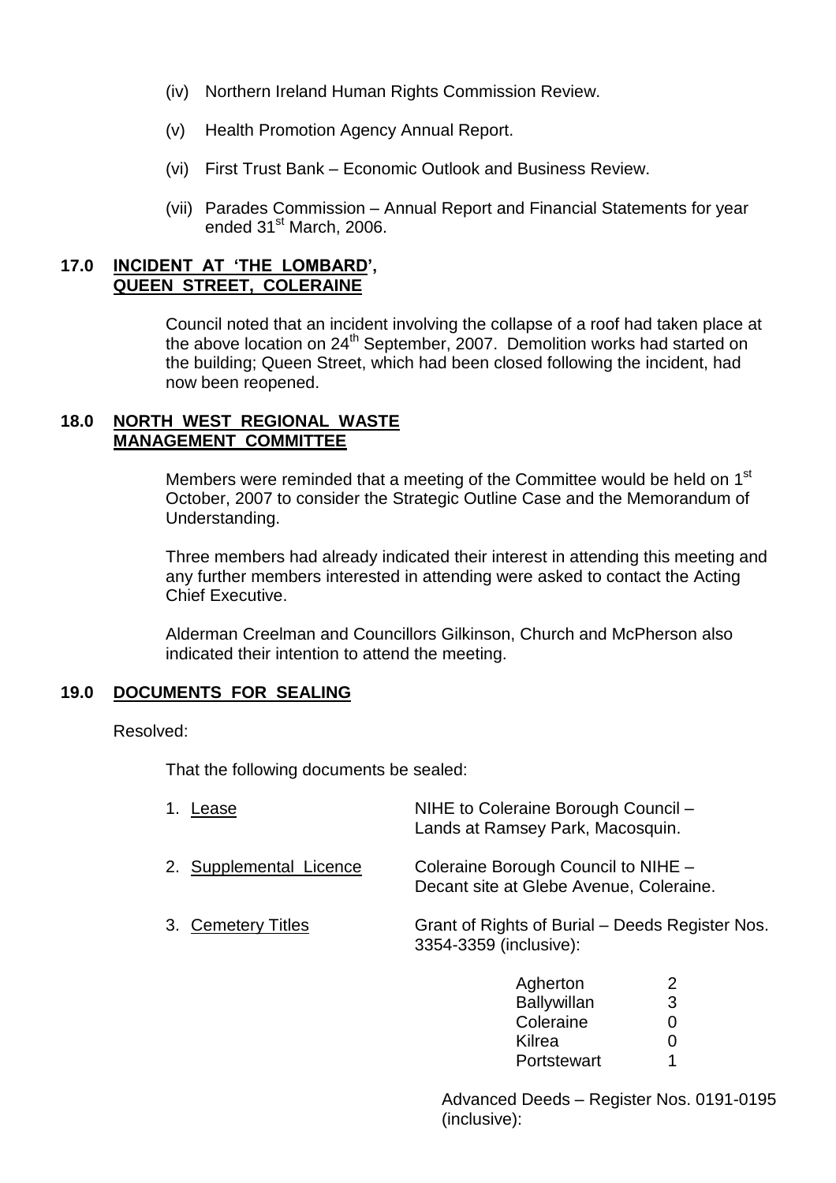(iv) Northern Ireland Human Rights Commission Review.

(v) Health Promotion Agency Annual Report.

(vi) First Trust Bank – Economic Outlook and Business Review.

(vii) Parades Commission – Annual Report and Financial Statements for year ended 31st March, 2006.

## 17.0 INCIDENT AT 'THE LOMBARD', QUEEN STREET, COLERAINE

Council noted that an incident involving the collapse of a roof had taken place at the above location on 24th September, 2007. Demolition works had started on the building; Queen Street, which had been closed following the incident, had now been reopened.

## 18.0 NORTH WEST REGIONAL WASTE MANAGEMENT COMMITTEE

Members were reminded that a meeting of the Committee would be held on 1st October, 2007 to consider the Strategic Outline Case and the Memorandum of Understanding.

Three members had already indicated their interest in attending this meeting and any further members interested in attending were asked to contact the Acting Chief Executive.

Alderman Creelman and Councillors Gilkinson, Church and McPherson also indicated their intention to attend the meeting.

## 19.0 DOCUMENTS FOR SEALING

Resolved:

That the following documents be sealed:

1. Lease — NIHE to Coleraine Borough Council – Lands at Ramsey Park, Macosquin.

2. Supplemental Licence — Coleraine Borough Council to NIHE – Decant site at Glebe Avenue, Coleraine.

3. Cemetery Titles — Grant of Rights of Burial – Deeds Register Nos. 3354-3359 (inclusive):

| Cemetery | Number |
|---|---|
| Agherton | 2 |
| Ballywillan | 3 |
| Coleraine | 0 |
| Kilrea | 0 |
| Portstewart | 1 |

Advanced Deeds – Register Nos. 0191-0195 (inclusive):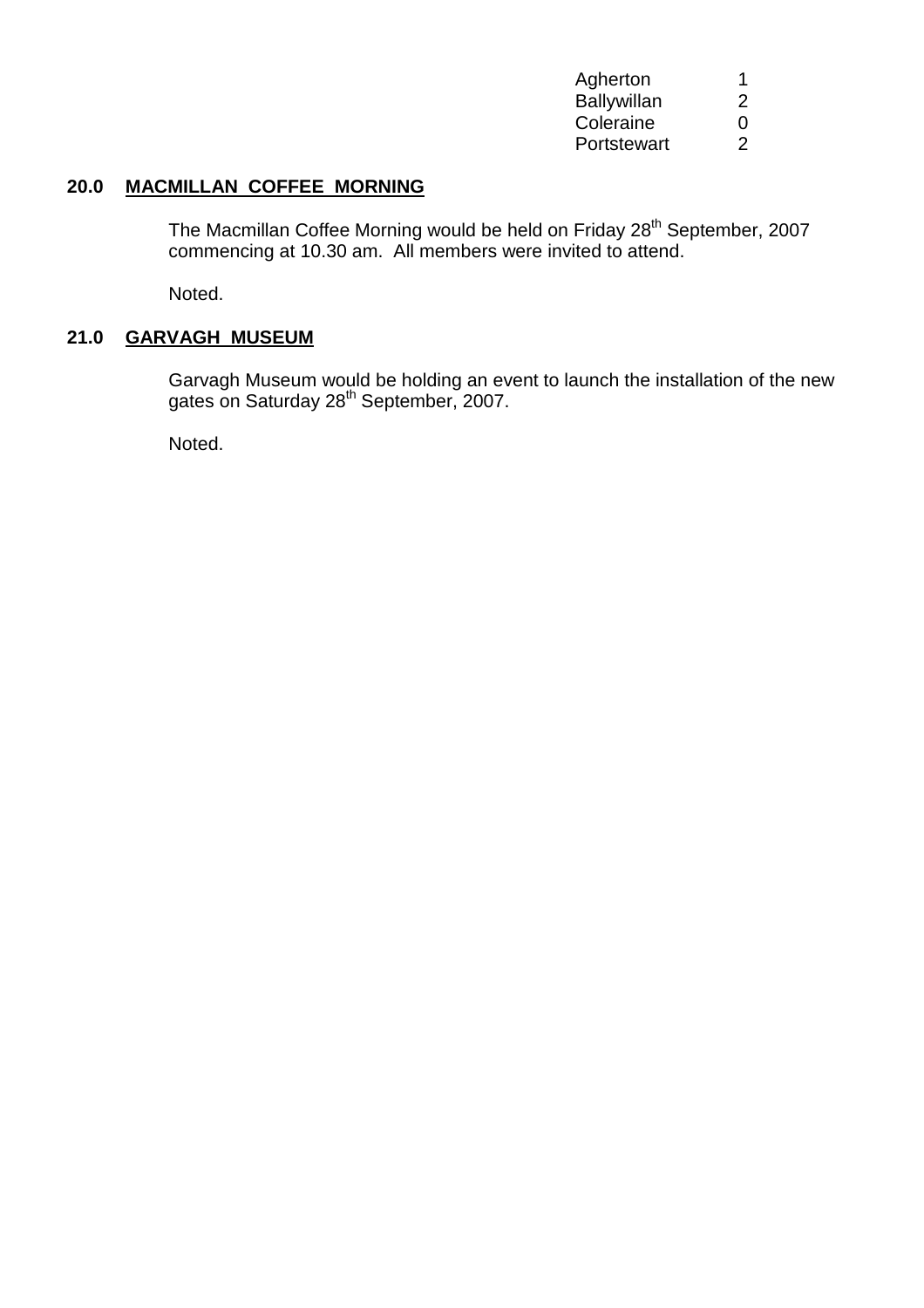| | |
|---|---|
| Agherton | 1 |
| Ballywillan | 2 |
| Coleraine | 0 |
| Portstewart | 2 |

## 20.0 MACMILLAN COFFEE MORNING

The Macmillan Coffee Morning would be held on Friday 28th September, 2007 commencing at 10.30 am. All members were invited to attend.

Noted.

## 21.0 GARVAGH MUSEUM

Garvagh Museum would be holding an event to launch the installation of the new gates on Saturday 28th September, 2007.

Noted.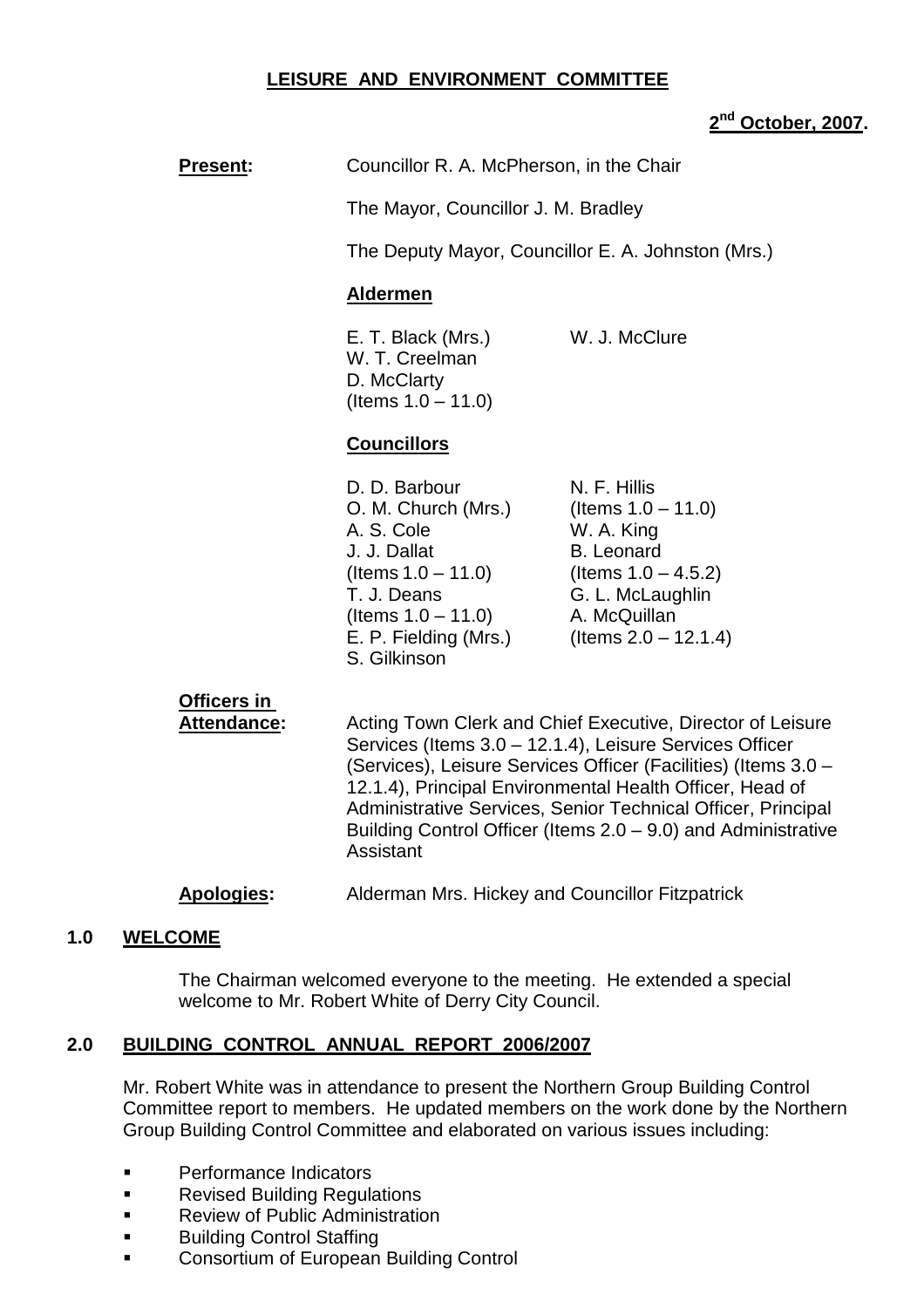## LEISURE AND ENVIRONMENT COMMITTEE

**2nd October, 2007.**

**Present:** Councillor R. A. McPherson, in the Chair

The Mayor, Councillor J. M. Bradley

The Deputy Mayor, Councillor E. A. Johnston (Mrs.)

**Aldermen**

E. T. Black (Mrs.)
W. T. Creelman
D. McClarty (Items 1.0 – 11.0)
W. J. McClure

**Councillors**

D. D. Barbour
O. M. Church (Mrs.)
A. S. Cole
J. J. Dallat (Items 1.0 – 11.0)
T. J. Deans (Items 1.0 – 11.0)
E. P. Fielding (Mrs.)
S. Gilkinson
N. F. Hillis (Items 1.0 – 11.0)
W. A. King
B. Leonard (Items 1.0 – 4.5.2)
G. L. McLaughlin
A. McQuillan (Items 2.0 – 12.1.4)

**Officers in Attendance:** Acting Town Clerk and Chief Executive, Director of Leisure Services (Items 3.0 – 12.1.4), Leisure Services Officer (Services), Leisure Services Officer (Facilities) (Items 3.0 – 12.1.4), Principal Environmental Health Officer, Head of Administrative Services, Senior Technical Officer, Principal Building Control Officer (Items 2.0 – 9.0) and Administrative Assistant

**Apologies:** Alderman Mrs. Hickey and Councillor Fitzpatrick

## 1.0 WELCOME

The Chairman welcomed everyone to the meeting. He extended a special welcome to Mr. Robert White of Derry City Council.

## 2.0 BUILDING CONTROL ANNUAL REPORT 2006/2007

Mr. Robert White was in attendance to present the Northern Group Building Control Committee report to members. He updated members on the work done by the Northern Group Building Control Committee and elaborated on various issues including:

- Performance Indicators
- Revised Building Regulations
- Review of Public Administration
- Building Control Staffing
- Consortium of European Building Control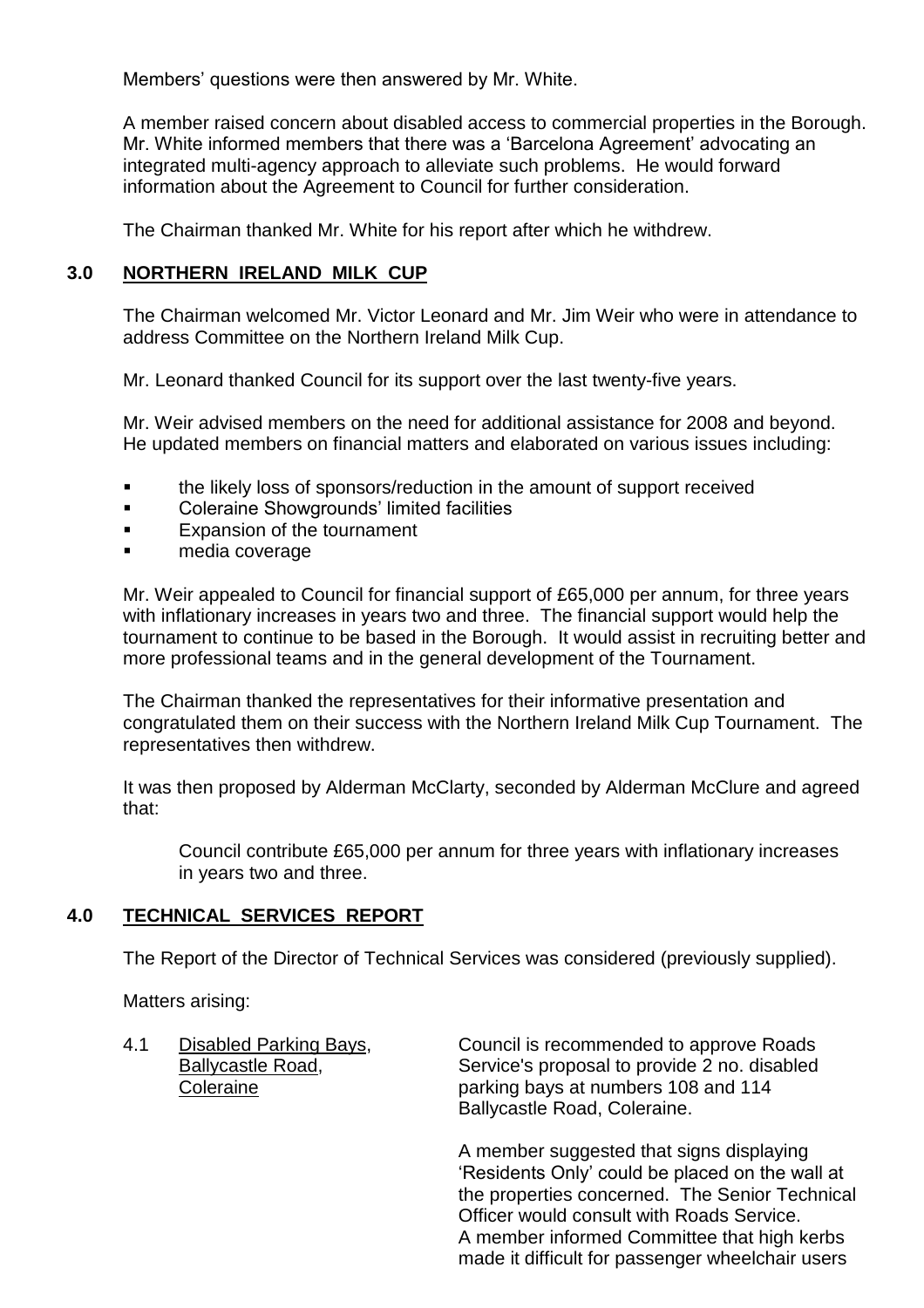Members' questions were then answered by Mr. White.

A member raised concern about disabled access to commercial properties in the Borough. Mr. White informed members that there was a 'Barcelona Agreement' advocating an integrated multi-agency approach to alleviate such problems. He would forward information about the Agreement to Council for further consideration.

The Chairman thanked Mr. White for his report after which he withdrew.

## 3.0 NORTHERN IRELAND MILK CUP

The Chairman welcomed Mr. Victor Leonard and Mr. Jim Weir who were in attendance to address Committee on the Northern Ireland Milk Cup.

Mr. Leonard thanked Council for its support over the last twenty-five years.

Mr. Weir advised members on the need for additional assistance for 2008 and beyond. He updated members on financial matters and elaborated on various issues including:

- the likely loss of sponsors/reduction in the amount of support received
- Coleraine Showgrounds' limited facilities
- Expansion of the tournament
- media coverage

Mr. Weir appealed to Council for financial support of £65,000 per annum, for three years with inflationary increases in years two and three. The financial support would help the tournament to continue to be based in the Borough. It would assist in recruiting better and more professional teams and in the general development of the Tournament.

The Chairman thanked the representatives for their informative presentation and congratulated them on their success with the Northern Ireland Milk Cup Tournament. The representatives then withdrew.

It was then proposed by Alderman McClarty, seconded by Alderman McClure and agreed that:

> Council contribute £65,000 per annum for three years with inflationary increases in years two and three.

## 4.0 TECHNICAL SERVICES REPORT

The Report of the Director of Technical Services was considered (previously supplied).

Matters arising:

4.1 Disabled Parking Bays, Ballycastle Road, Coleraine

Council is recommended to approve Roads Service's proposal to provide 2 no. disabled parking bays at numbers 108 and 114 Ballycastle Road, Coleraine.

A member suggested that signs displaying 'Residents Only' could be placed on the wall at the properties concerned. The Senior Technical Officer would consult with Roads Service. A member informed Committee that high kerbs made it difficult for passenger wheelchair users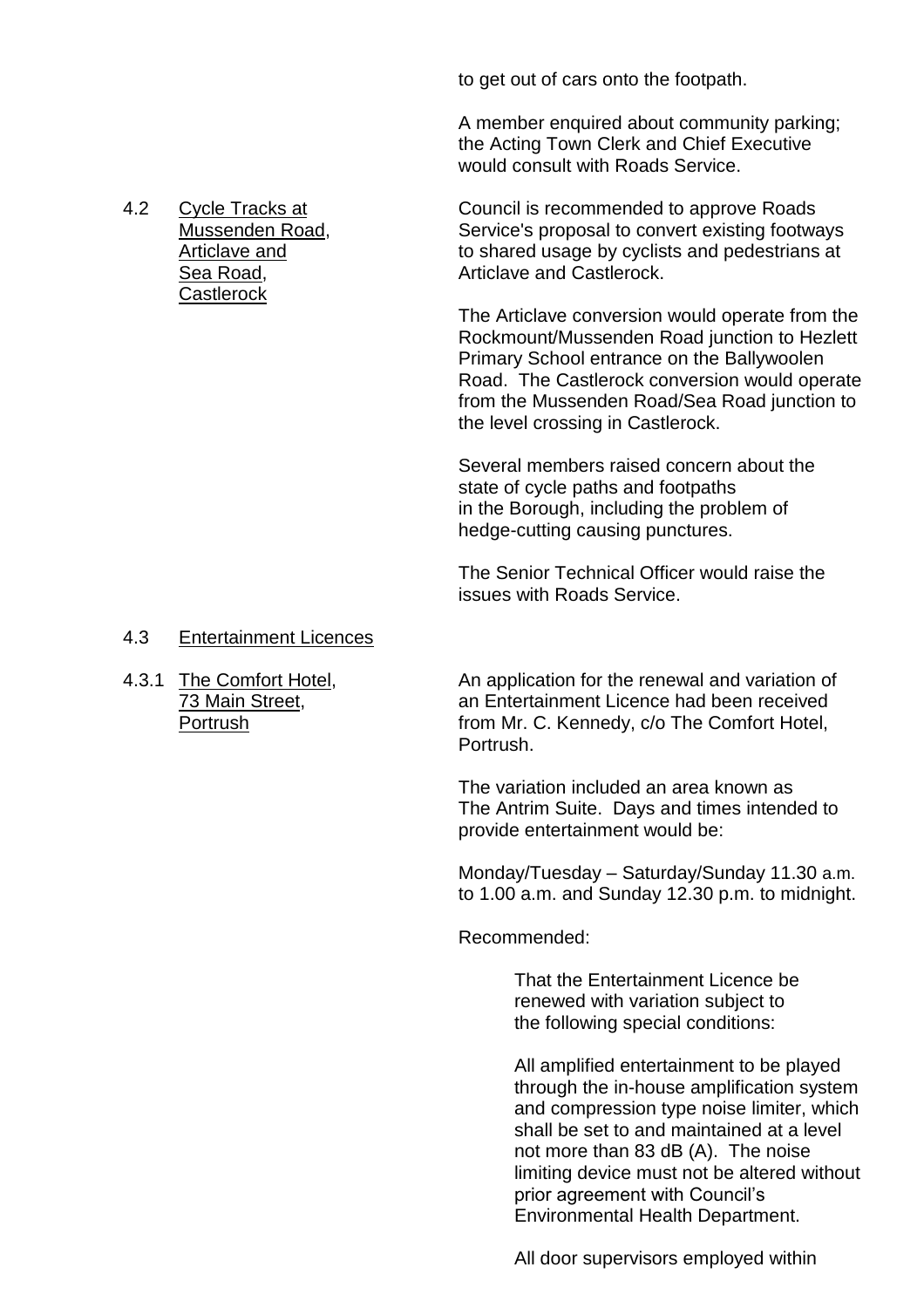to get out of cars onto the footpath.

A member enquired about community parking; the Acting Town Clerk and Chief Executive would consult with Roads Service.

4.2 Cycle Tracks at Mussenden Road, Articlave and Sea Road, Castlerock

Council is recommended to approve Roads Service's proposal to convert existing footways to shared usage by cyclists and pedestrians at Articlave and Castlerock.

The Articlave conversion would operate from the Rockmount/Mussenden Road junction to Hezlett Primary School entrance on the Ballywoolen Road. The Castlerock conversion would operate from the Mussenden Road/Sea Road junction to the level crossing in Castlerock.

Several members raised concern about the state of cycle paths and footpaths in the Borough, including the problem of hedge-cutting causing punctures.

The Senior Technical Officer would raise the issues with Roads Service.

4.3 Entertainment Licences

4.3.1 The Comfort Hotel, 73 Main Street, Portrush

An application for the renewal and variation of an Entertainment Licence had been received from Mr. C. Kennedy, c/o The Comfort Hotel, Portrush.

The variation included an area known as The Antrim Suite. Days and times intended to provide entertainment would be:

Monday/Tuesday – Saturday/Sunday 11.30 a.m. to 1.00 a.m. and Sunday 12.30 p.m. to midnight.

Recommended:

> That the Entertainment Licence be renewed with variation subject to the following special conditions:
>
> All amplified entertainment to be played through the in-house amplification system and compression type noise limiter, which shall be set to and maintained at a level not more than 83 dB (A). The noise limiting device must not be altered without prior agreement with Council's Environmental Health Department.
>
> All door supervisors employed within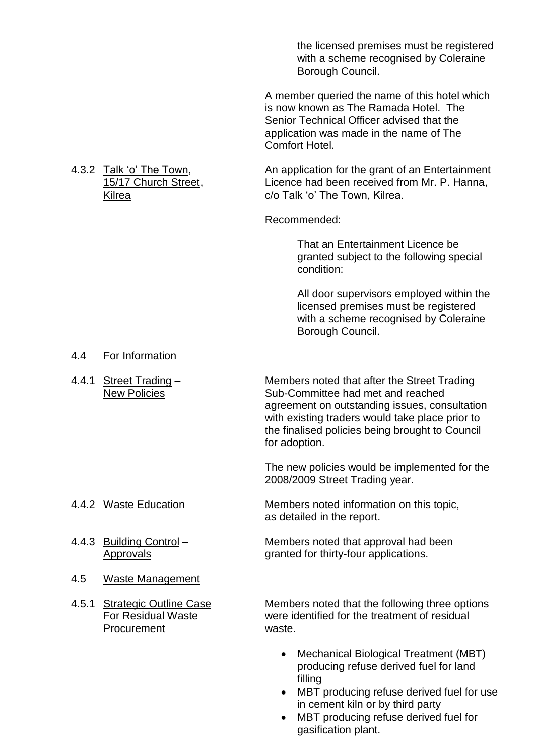the licensed premises must be registered with a scheme recognised by Coleraine Borough Council.

A member queried the name of this hotel which is now known as The Ramada Hotel. The Senior Technical Officer advised that the application was made in the name of The Comfort Hotel.

4.3.2 Talk 'o' The Town, 15/17 Church Street, Kilrea

An application for the grant of an Entertainment Licence had been received from Mr. P. Hanna, c/o Talk 'o' The Town, Kilrea.

Recommended:

> That an Entertainment Licence be granted subject to the following special condition:
>
> All door supervisors employed within the licensed premises must be registered with a scheme recognised by Coleraine Borough Council.

4.4 For Information

4.4.1 Street Trading – New Policies

Members noted that after the Street Trading Sub-Committee had met and reached agreement on outstanding issues, consultation with existing traders would take place prior to the finalised policies being brought to Council for adoption.

The new policies would be implemented for the 2008/2009 Street Trading year.

4.4.2 Waste Education

Members noted information on this topic, as detailed in the report.

4.4.3 Building Control – Approvals

Members noted that approval had been granted for thirty-four applications.

4.5 Waste Management

4.5.1 Strategic Outline Case For Residual Waste Procurement

Members noted that the following three options were identified for the treatment of residual waste.

- Mechanical Biological Treatment (MBT) producing refuse derived fuel for land filling
- MBT producing refuse derived fuel for use in cement kiln or by third party
- MBT producing refuse derived fuel for gasification plant.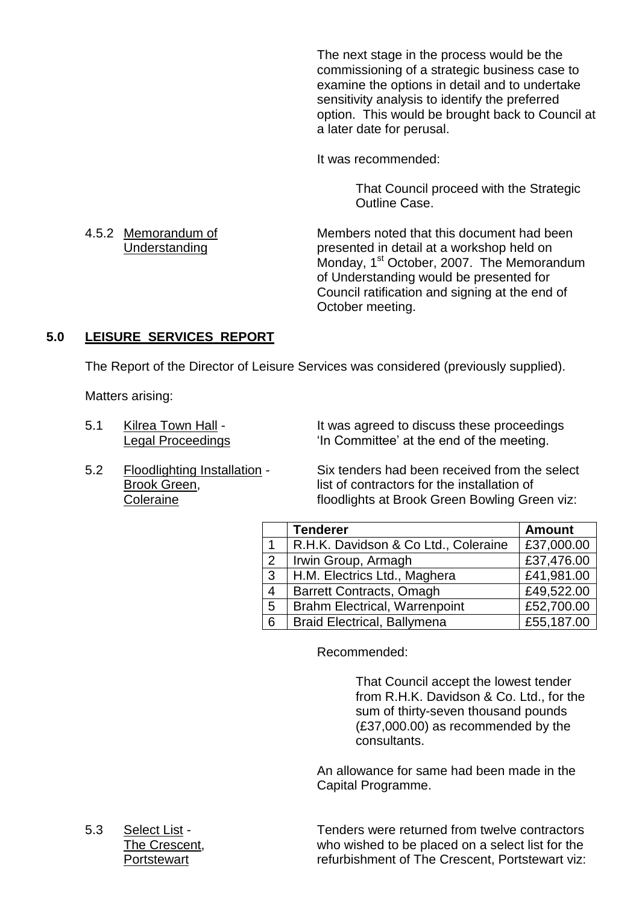The next stage in the process would be the commissioning of a strategic business case to examine the options in detail and to undertake sensitivity analysis to identify the preferred option. This would be brought back to Council at a later date for perusal.

It was recommended:

> That Council proceed with the Strategic Outline Case.

4.5.2 Memorandum of Understanding

Members noted that this document had been presented in detail at a workshop held on Monday, 1st October, 2007. The Memorandum of Understanding would be presented for Council ratification and signing at the end of October meeting.

## 5.0 LEISURE SERVICES REPORT

The Report of the Director of Leisure Services was considered (previously supplied).

Matters arising:

5.1 Kilrea Town Hall - Legal Proceedings

It was agreed to discuss these proceedings 'In Committee' at the end of the meeting.

5.2 Floodlighting Installation - Brook Green, Coleraine

Six tenders had been received from the select list of contractors for the installation of floodlights at Brook Green Bowling Green viz:

| | Tenderer | Amount |
|---|---|---|
| 1 | R.H.K. Davidson & Co Ltd., Coleraine | £37,000.00 |
| 2 | Irwin Group, Armagh | £37,476.00 |
| 3 | H.M. Electrics Ltd., Maghera | £41,981.00 |
| 4 | Barrett Contracts, Omagh | £49,522.00 |
| 5 | Brahm Electrical, Warrenpoint | £52,700.00 |
| 6 | Braid Electrical, Ballymena | £55,187.00 |

Recommended:

> That Council accept the lowest tender from R.H.K. Davidson & Co. Ltd., for the sum of thirty-seven thousand pounds (£37,000.00) as recommended by the consultants.

An allowance for same had been made in the Capital Programme.

5.3 Select List - The Crescent, Portstewart

Tenders were returned from twelve contractors who wished to be placed on a select list for the refurbishment of The Crescent, Portstewart viz: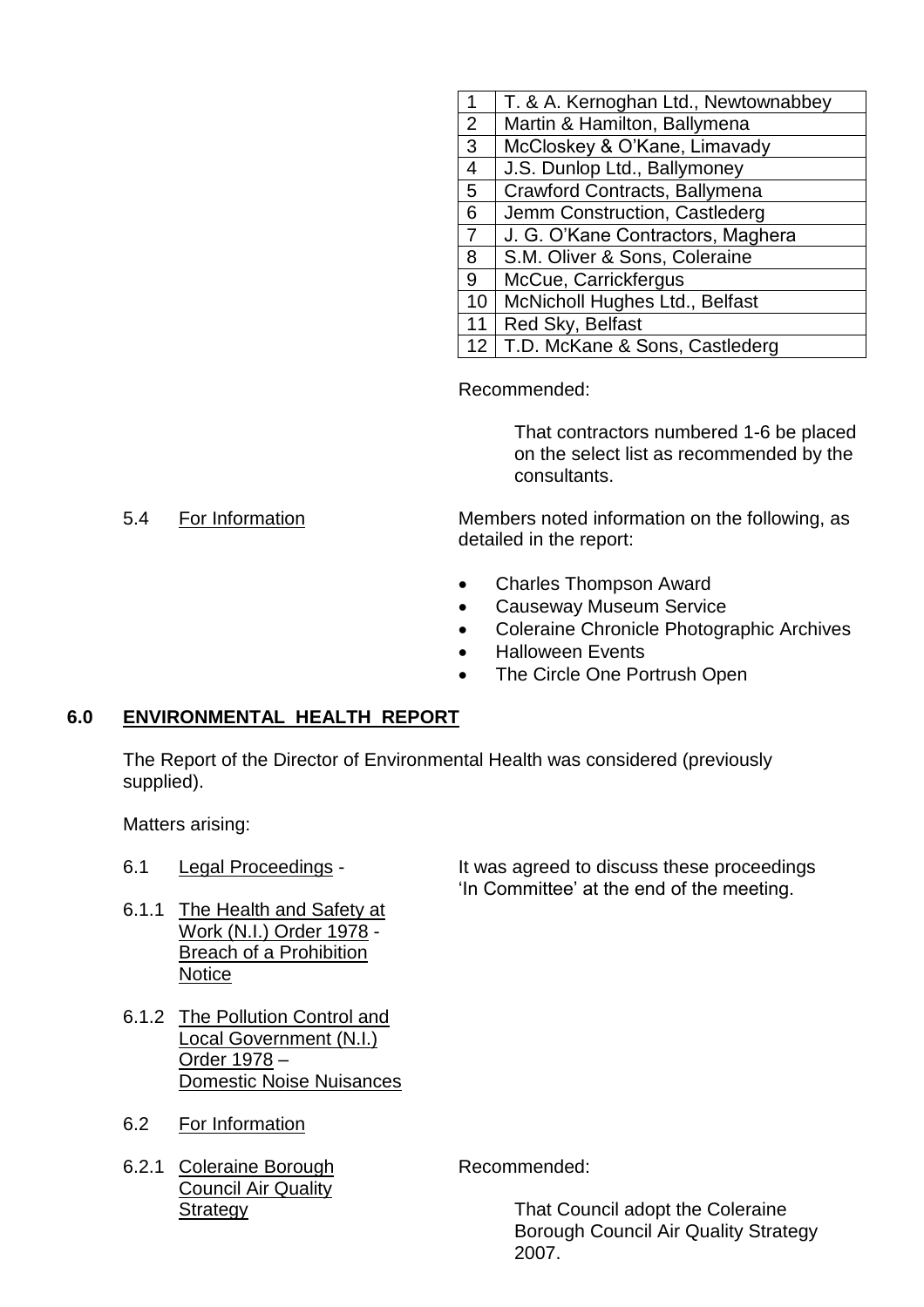| 1 | T. & A. Kernoghan Ltd., Newtownabbey |
|---|---|
| 2 | Martin & Hamilton, Ballymena |
| 3 | McCloskey & O'Kane, Limavady |
| 4 | J.S. Dunlop Ltd., Ballymoney |
| 5 | Crawford Contracts, Ballymena |
| 6 | Jemm Construction, Castlederg |
| 7 | J. G. O'Kane Contractors, Maghera |
| 8 | S.M. Oliver & Sons, Coleraine |
| 9 | McCue, Carrickfergus |
| 10 | McNicholl Hughes Ltd., Belfast |
| 11 | Red Sky, Belfast |
| 12 | T.D. McKane & Sons, Castlederg |

Recommended:

That contractors numbered 1-6 be placed on the select list as recommended by the consultants.

5.4 For Information

Members noted information on the following, as detailed in the report:

- Charles Thompson Award
- Causeway Museum Service
- Coleraine Chronicle Photographic Archives
- Halloween Events
- The Circle One Portrush Open

## 6.0 ENVIRONMENTAL HEALTH REPORT

The Report of the Director of Environmental Health was considered (previously supplied).

Matters arising:

6.1 Legal Proceedings - It was agreed to discuss these proceedings 'In Committee' at the end of the meeting.

6.1.1 The Health and Safety at Work (N.I.) Order 1978 - Breach of a Prohibition Notice

6.1.2 The Pollution Control and Local Government (N.I.) Order 1978 – Domestic Noise Nuisances

6.2 For Information

6.2.1 Coleraine Borough Council Air Quality Strategy

Recommended:

That Council adopt the Coleraine Borough Council Air Quality Strategy 2007.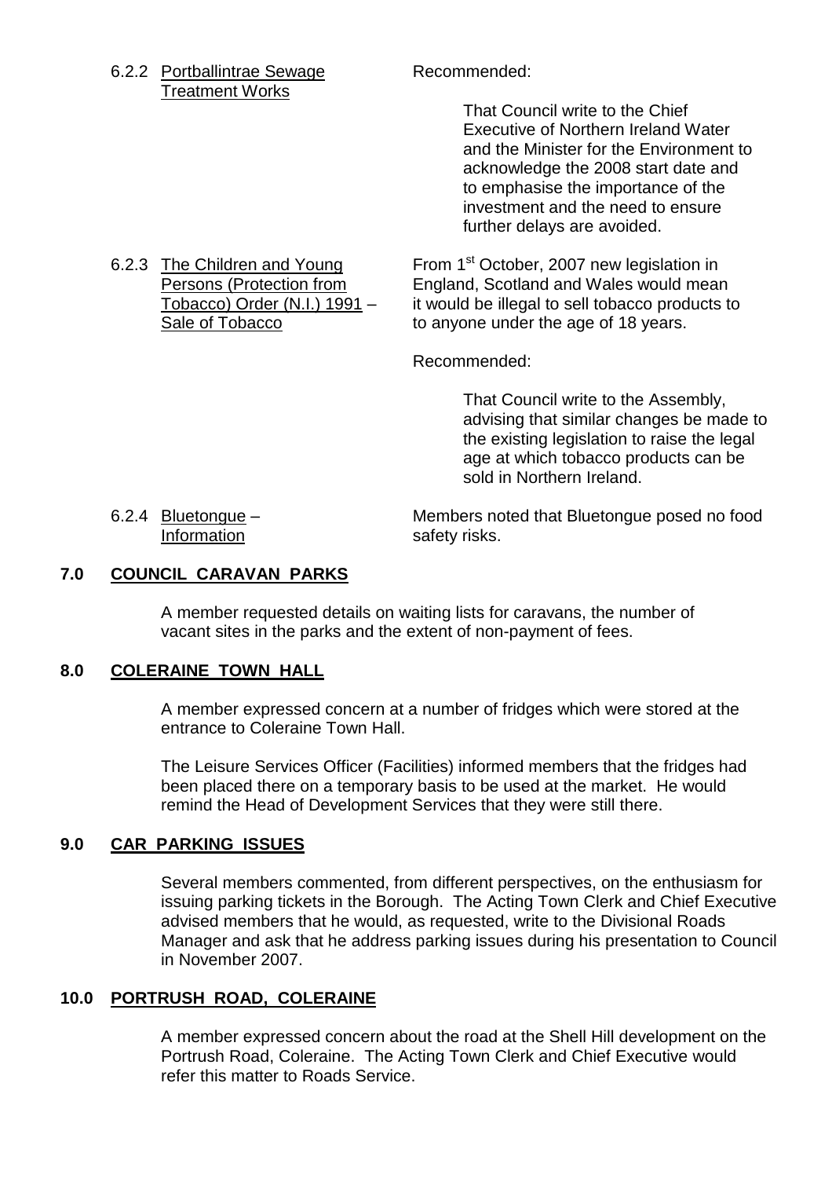6.2.2 Portballintrae Sewage Treatment Works

Recommended:

> That Council write to the Chief Executive of Northern Ireland Water and the Minister for the Environment to acknowledge the 2008 start date and to emphasise the importance of the investment and the need to ensure further delays are avoided.

6.2.3 The Children and Young Persons (Protection from Tobacco) Order (N.I.) 1991 – Sale of Tobacco

From 1st October, 2007 new legislation in England, Scotland and Wales would mean it would be illegal to sell tobacco products to to anyone under the age of 18 years.

Recommended:

> That Council write to the Assembly, advising that similar changes be made to the existing legislation to raise the legal age at which tobacco products can be sold in Northern Ireland.

6.2.4 Bluetongue – Information

Members noted that Bluetongue posed no food safety risks.

## 7.0 COUNCIL CARAVAN PARKS

A member requested details on waiting lists for caravans, the number of vacant sites in the parks and the extent of non-payment of fees.

## 8.0 COLERAINE TOWN HALL

A member expressed concern at a number of fridges which were stored at the entrance to Coleraine Town Hall.

The Leisure Services Officer (Facilities) informed members that the fridges had been placed there on a temporary basis to be used at the market. He would remind the Head of Development Services that they were still there.

## 9.0 CAR PARKING ISSUES

Several members commented, from different perspectives, on the enthusiasm for issuing parking tickets in the Borough. The Acting Town Clerk and Chief Executive advised members that he would, as requested, write to the Divisional Roads Manager and ask that he address parking issues during his presentation to Council in November 2007.

## 10.0 PORTRUSH ROAD, COLERAINE

A member expressed concern about the road at the Shell Hill development on the Portrush Road, Coleraine. The Acting Town Clerk and Chief Executive would refer this matter to Roads Service.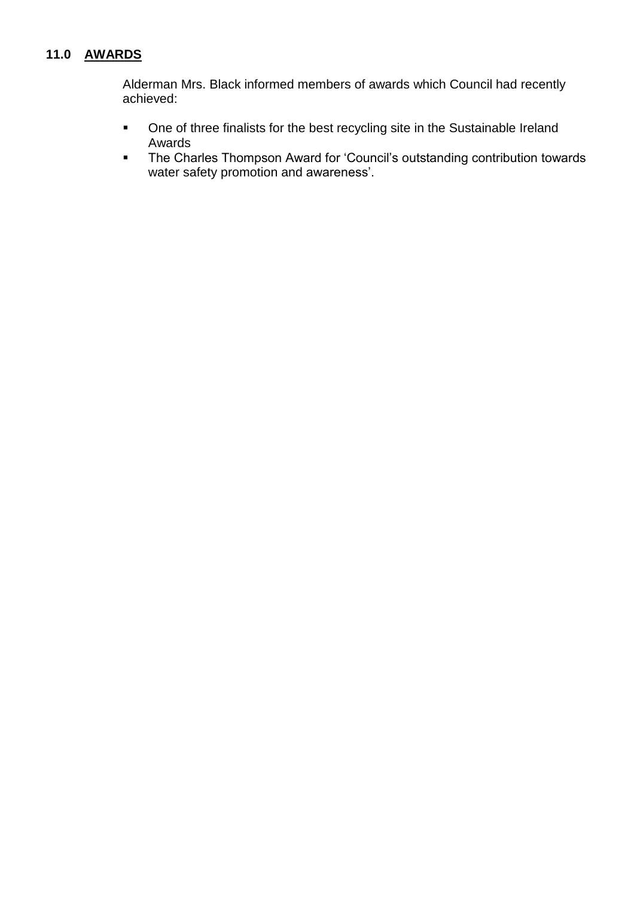## 11.0 AWARDS

Alderman Mrs. Black informed members of awards which Council had recently achieved:

- One of three finalists for the best recycling site in the Sustainable Ireland Awards
- The Charles Thompson Award for 'Council's outstanding contribution towards water safety promotion and awareness'.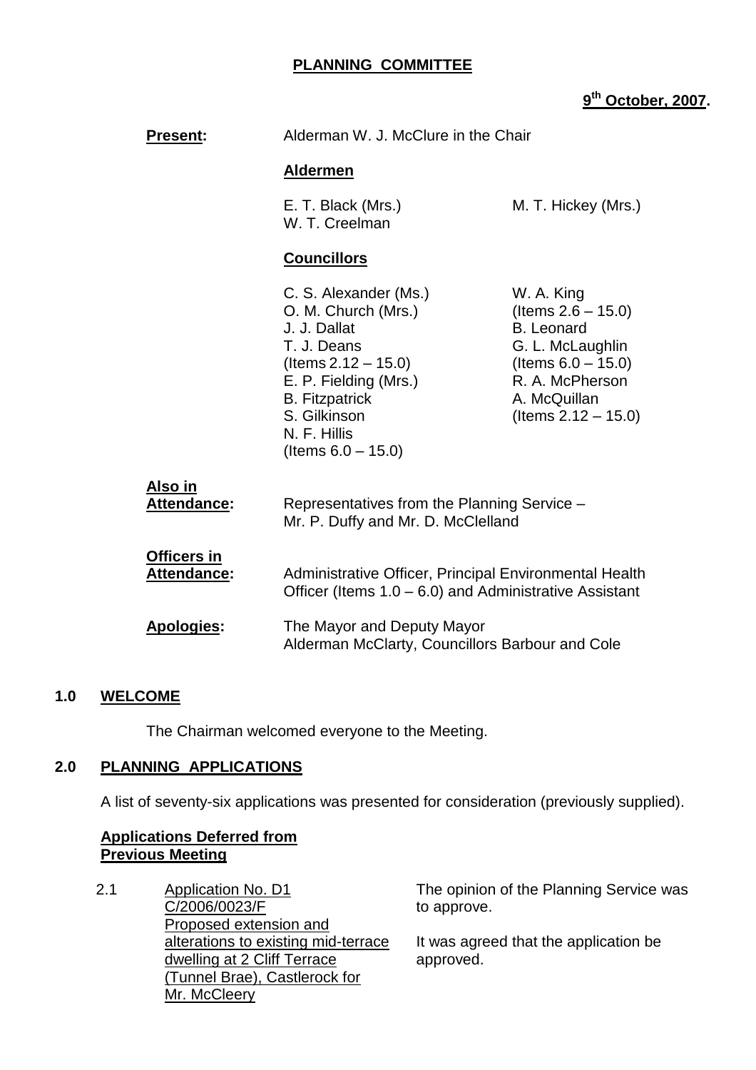**PLANNING COMMITTEE**

**9th October, 2007.**

**Present:** Alderman W. J. McClure in the Chair

**Aldermen**

E. T. Black (Mrs.)
M. T. Hickey (Mrs.)
W. T. Creelman

**Councillors**

C. S. Alexander (Ms.)
O. M. Church (Mrs.)
J. J. Dallat
T. J. Deans
(Items 2.12 – 15.0)
E. P. Fielding (Mrs.)
B. Fitzpatrick
S. Gilkinson
N. F. Hillis
(Items 6.0 – 15.0)
W. A. King
(Items 2.6 – 15.0)
B. Leonard
G. L. McLaughlin
(Items 6.0 – 15.0)
R. A. McPherson
A. McQuillan
(Items 2.12 – 15.0)

**Also in Attendance:** Representatives from the Planning Service – Mr. P. Duffy and Mr. D. McClelland

**Officers in Attendance:** Administrative Officer, Principal Environmental Health Officer (Items 1.0 – 6.0) and Administrative Assistant

**Apologies:** The Mayor and Deputy Mayor
Alderman McClarty, Councillors Barbour and Cole

## 1.0 WELCOME

The Chairman welcomed everyone to the Meeting.

## 2.0 PLANNING APPLICATIONS

A list of seventy-six applications was presented for consideration (previously supplied).

**Applications Deferred from Previous Meeting**

2.1 Application No. D1 C/2006/0023/F Proposed extension and alterations to existing mid-terrace dwelling at 2 Cliff Terrace (Tunnel Brae), Castlerock for Mr. McCleery

The opinion of the Planning Service was to approve.

It was agreed that the application be approved.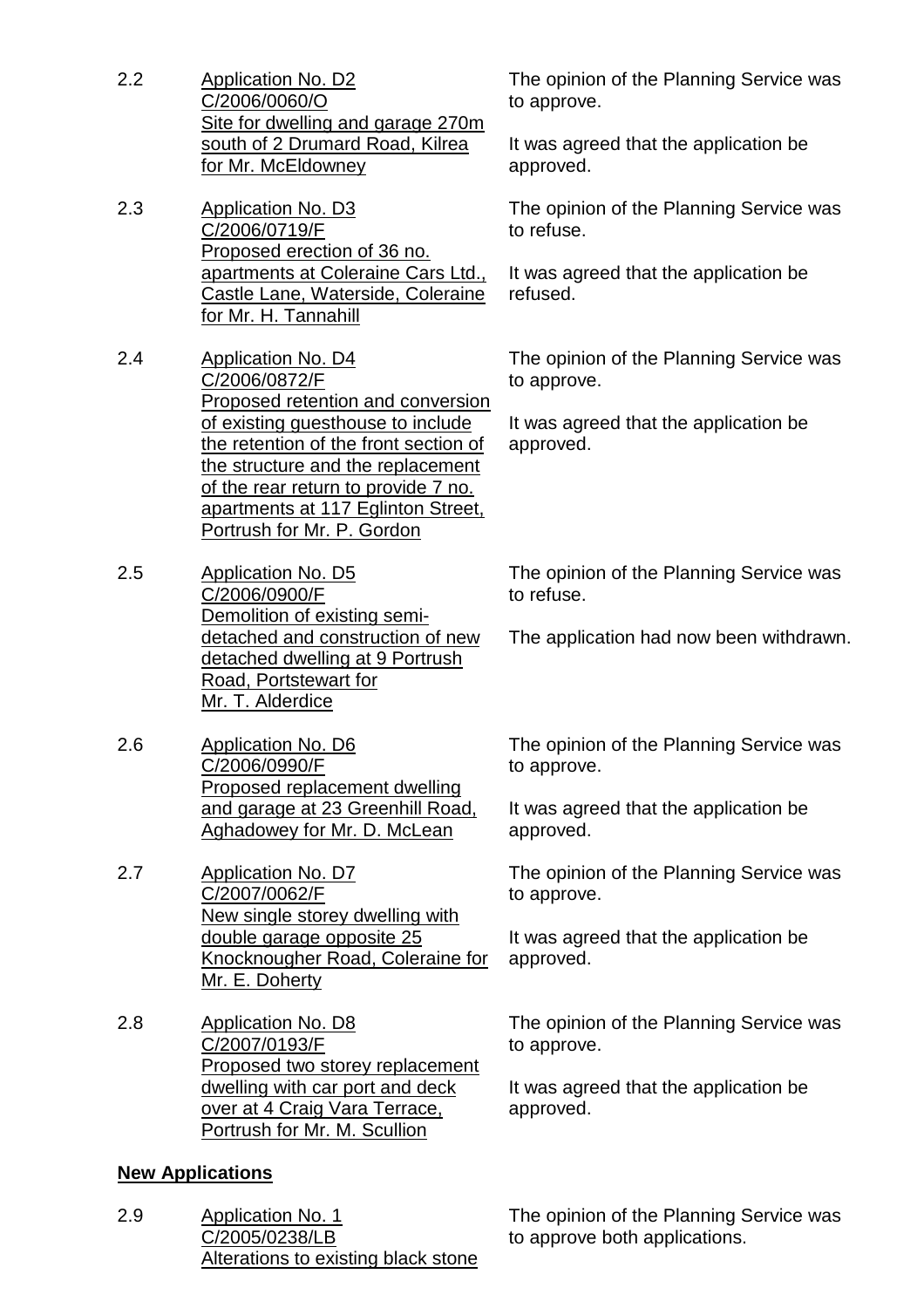2.2 Application No. D2
C/2006/0060/O
Site for dwelling and garage 270m south of 2 Drumard Road, Kilrea for Mr. McEldowney

The opinion of the Planning Service was to approve.

It was agreed that the application be approved.

2.3 Application No. D3
C/2006/0719/F
Proposed erection of 36 no. apartments at Coleraine Cars Ltd., Castle Lane, Waterside, Coleraine for Mr. H. Tannahill

The opinion of the Planning Service was to refuse.

It was agreed that the application be refused.

2.4 Application No. D4
C/2006/0872/F
Proposed retention and conversion of existing guesthouse to include the retention of the front section of the structure and the replacement of the rear return to provide 7 no. apartments at 117 Eglinton Street, Portrush for Mr. P. Gordon

The opinion of the Planning Service was to approve.

It was agreed that the application be approved.

2.5 Application No. D5
C/2006/0900/F
Demolition of existing semi-detached and construction of new detached dwelling at 9 Portrush Road, Portstewart for Mr. T. Alderdice

The opinion of the Planning Service was to refuse.

The application had now been withdrawn.

2.6 Application No. D6
C/2006/0990/F
Proposed replacement dwelling and garage at 23 Greenhill Road, Aghadowey for Mr. D. McLean

The opinion of the Planning Service was to approve.

It was agreed that the application be approved.

2.7 Application No. D7
C/2007/0062/F
New single storey dwelling with double garage opposite 25 Knocknougher Road, Coleraine for Mr. E. Doherty

The opinion of the Planning Service was to approve.

It was agreed that the application be approved.

2.8 Application No. D8
C/2007/0193/F
Proposed two storey replacement dwelling with car port and deck over at 4 Craig Vara Terrace, Portrush for Mr. M. Scullion

The opinion of the Planning Service was to approve.

It was agreed that the application be approved.

**New Applications**

2.9 Application No. 1
C/2005/0238/LB
Alterations to existing black stone

The opinion of the Planning Service was to approve both applications.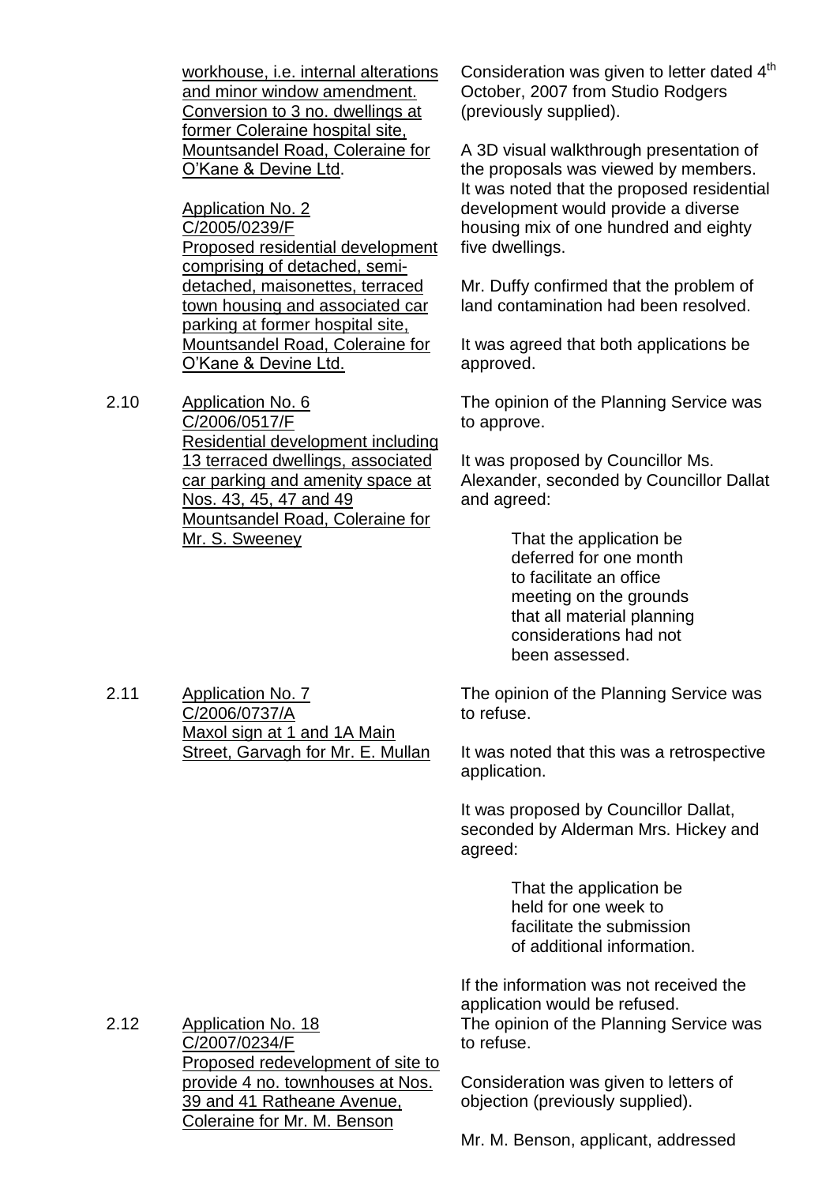workhouse, i.e. internal alterations and minor window amendment. Conversion to 3 no. dwellings at former Coleraine hospital site, Mountsandel Road, Coleraine for O'Kane & Devine Ltd.

Application No. 2
C/2005/0239/F
Proposed residential development comprising of detached, semi-detached, maisonettes, terraced town housing and associated car parking at former hospital site, Mountsandel Road, Coleraine for O'Kane & Devine Ltd.

Consideration was given to letter dated 4th October, 2007 from Studio Rodgers (previously supplied).

A 3D visual walkthrough presentation of the proposals was viewed by members. It was noted that the proposed residential development would provide a diverse housing mix of one hundred and eighty five dwellings.

Mr. Duffy confirmed that the problem of land contamination had been resolved.

It was agreed that both applications be approved.

2.10 Application No. 6
C/2006/0517/F
Residential development including 13 terraced dwellings, associated car parking and amenity space at Nos. 43, 45, 47 and 49 Mountsandel Road, Coleraine for Mr. S. Sweeney

The opinion of the Planning Service was to approve.

It was proposed by Councillor Ms. Alexander, seconded by Councillor Dallat and agreed:

> That the application be deferred for one month to facilitate an office meeting on the grounds that all material planning considerations had not been assessed.

2.11 Application No. 7
C/2006/0737/A
Maxol sign at 1 and 1A Main Street, Garvagh for Mr. E. Mullan

The opinion of the Planning Service was to refuse.

It was noted that this was a retrospective application.

It was proposed by Councillor Dallat, seconded by Alderman Mrs. Hickey and agreed:

> That the application be held for one week to facilitate the submission of additional information.

If the information was not received the application would be refused.

2.12 Application No. 18
C/2007/0234/F
Proposed redevelopment of site to provide 4 no. townhouses at Nos. 39 and 41 Ratheane Avenue, Coleraine for Mr. M. Benson

The opinion of the Planning Service was to refuse.

Consideration was given to letters of objection (previously supplied).

Mr. M. Benson, applicant, addressed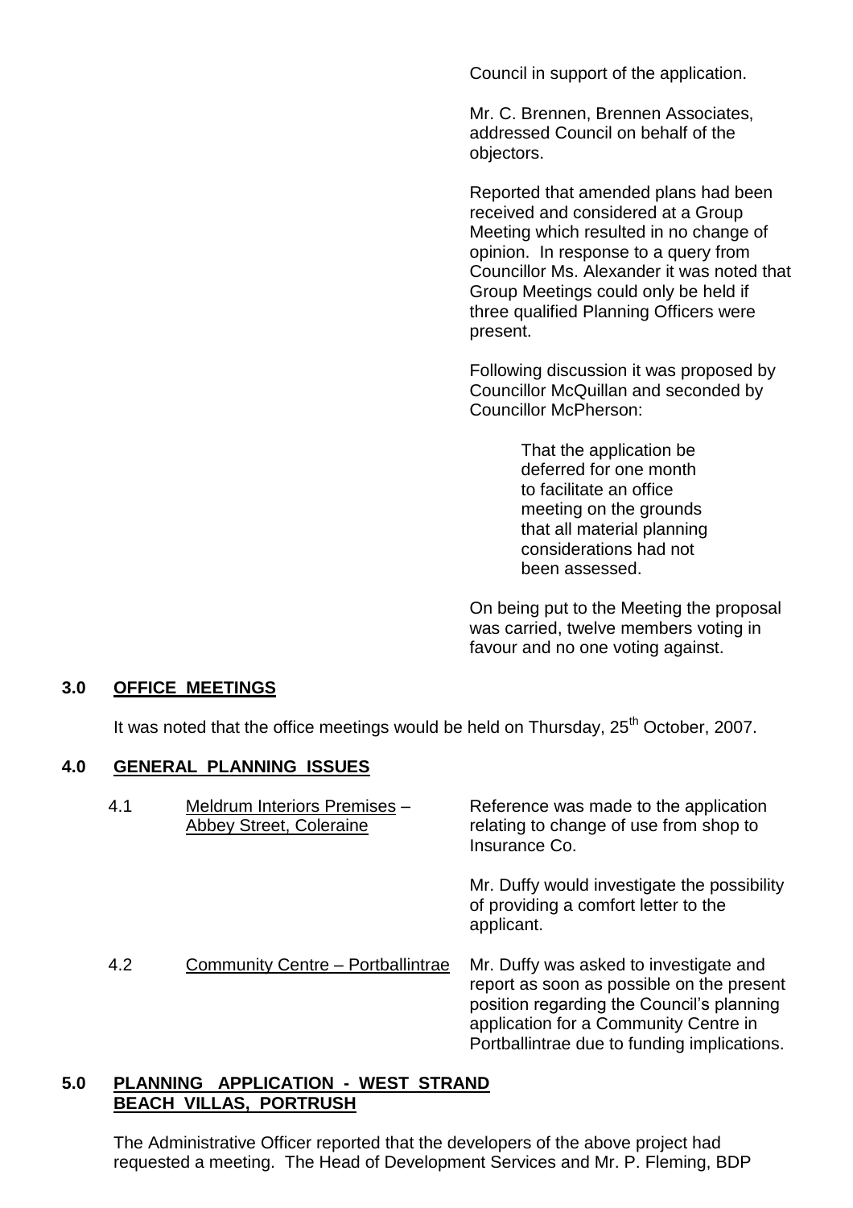Council in support of the application.

Mr. C. Brennen, Brennen Associates, addressed Council on behalf of the objectors.

Reported that amended plans had been received and considered at a Group Meeting which resulted in no change of opinion. In response to a query from Councillor Ms. Alexander it was noted that Group Meetings could only be held if three qualified Planning Officers were present.

Following discussion it was proposed by Councillor McQuillan and seconded by Councillor McPherson:

> That the application be deferred for one month to facilitate an office meeting on the grounds that all material planning considerations had not been assessed.

On being put to the Meeting the proposal was carried, twelve members voting in favour and no one voting against.

## 3.0 OFFICE MEETINGS

It was noted that the office meetings would be held on Thursday, 25th October, 2007.

## 4.0 GENERAL PLANNING ISSUES

4.1 Meldrum Interiors Premises – Abbey Street, Coleraine

Reference was made to the application relating to change of use from shop to Insurance Co.

Mr. Duffy would investigate the possibility of providing a comfort letter to the applicant.

4.2 Community Centre – Portballintrae

Mr. Duffy was asked to investigate and report as soon as possible on the present position regarding the Council's planning application for a Community Centre in Portballintrae due to funding implications.

## 5.0 PLANNING APPLICATION - WEST STRAND BEACH VILLAS, PORTRUSH

The Administrative Officer reported that the developers of the above project had requested a meeting. The Head of Development Services and Mr. P. Fleming, BDP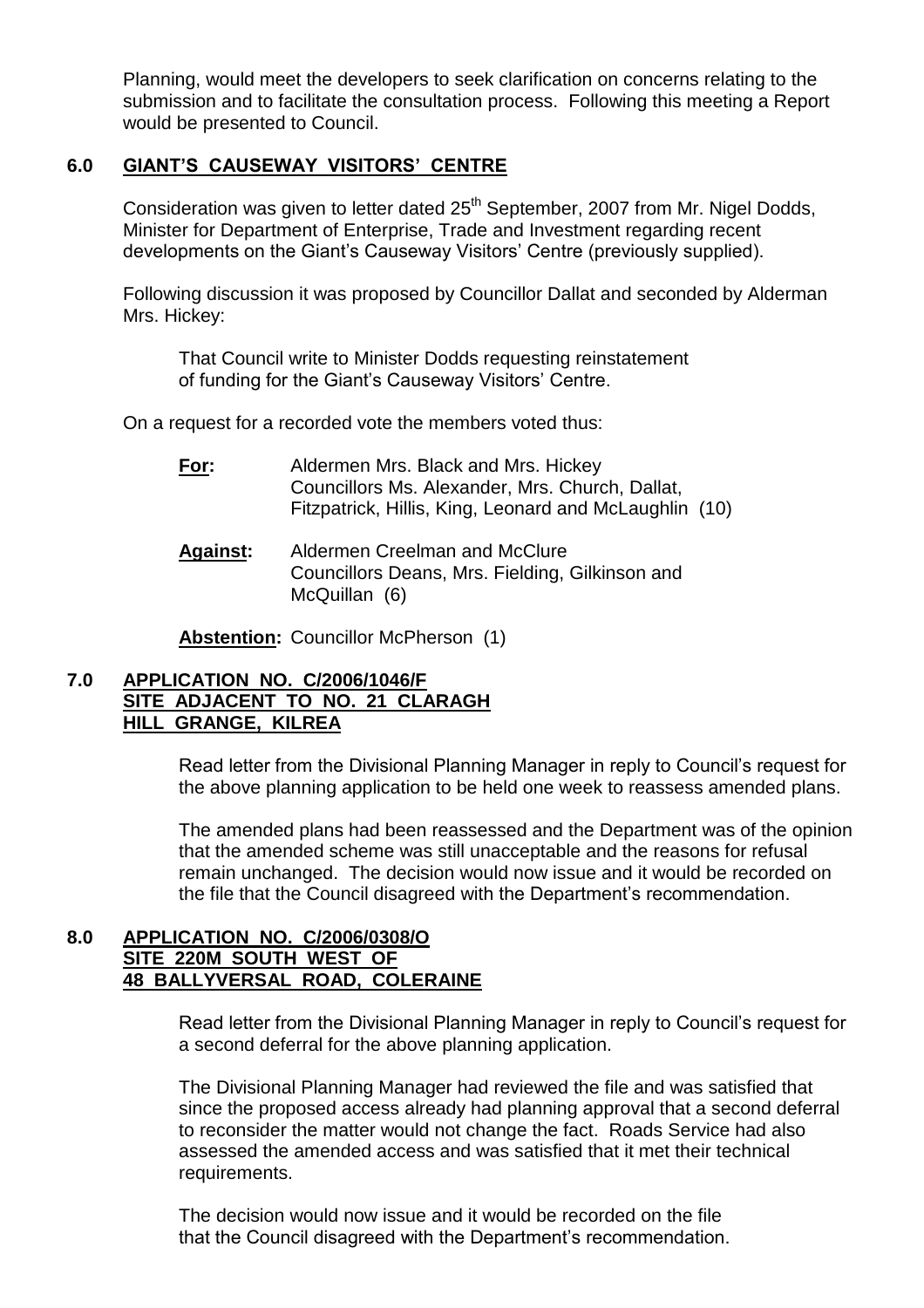Planning, would meet the developers to seek clarification on concerns relating to the submission and to facilitate the consultation process. Following this meeting a Report would be presented to Council.

## 6.0 GIANT'S CAUSEWAY VISITORS' CENTRE

Consideration was given to letter dated 25th September, 2007 from Mr. Nigel Dodds, Minister for Department of Enterprise, Trade and Investment regarding recent developments on the Giant's Causeway Visitors' Centre (previously supplied).

Following discussion it was proposed by Councillor Dallat and seconded by Alderman Mrs. Hickey:

> That Council write to Minister Dodds requesting reinstatement of funding for the Giant's Causeway Visitors' Centre.

On a request for a recorded vote the members voted thus:

**For:** Aldermen Mrs. Black and Mrs. Hickey
Councillors Ms. Alexander, Mrs. Church, Dallat, Fitzpatrick, Hillis, King, Leonard and McLaughlin (10)

**Against:** Aldermen Creelman and McClure
Councillors Deans, Mrs. Fielding, Gilkinson and McQuillan (6)

**Abstention:** Councillor McPherson (1)

## 7.0 APPLICATION NO. C/2006/1046/F SITE ADJACENT TO NO. 21 CLARAGH HILL GRANGE, KILREA

Read letter from the Divisional Planning Manager in reply to Council's request for the above planning application to be held one week to reassess amended plans.

The amended plans had been reassessed and the Department was of the opinion that the amended scheme was still unacceptable and the reasons for refusal remain unchanged. The decision would now issue and it would be recorded on the file that the Council disagreed with the Department's recommendation.

## 8.0 APPLICATION NO. C/2006/0308/O SITE 220M SOUTH WEST OF 48 BALLYVERSAL ROAD, COLERAINE

Read letter from the Divisional Planning Manager in reply to Council's request for a second deferral for the above planning application.

The Divisional Planning Manager had reviewed the file and was satisfied that since the proposed access already had planning approval that a second deferral to reconsider the matter would not change the fact. Roads Service had also assessed the amended access and was satisfied that it met their technical requirements.

The decision would now issue and it would be recorded on the file that the Council disagreed with the Department's recommendation.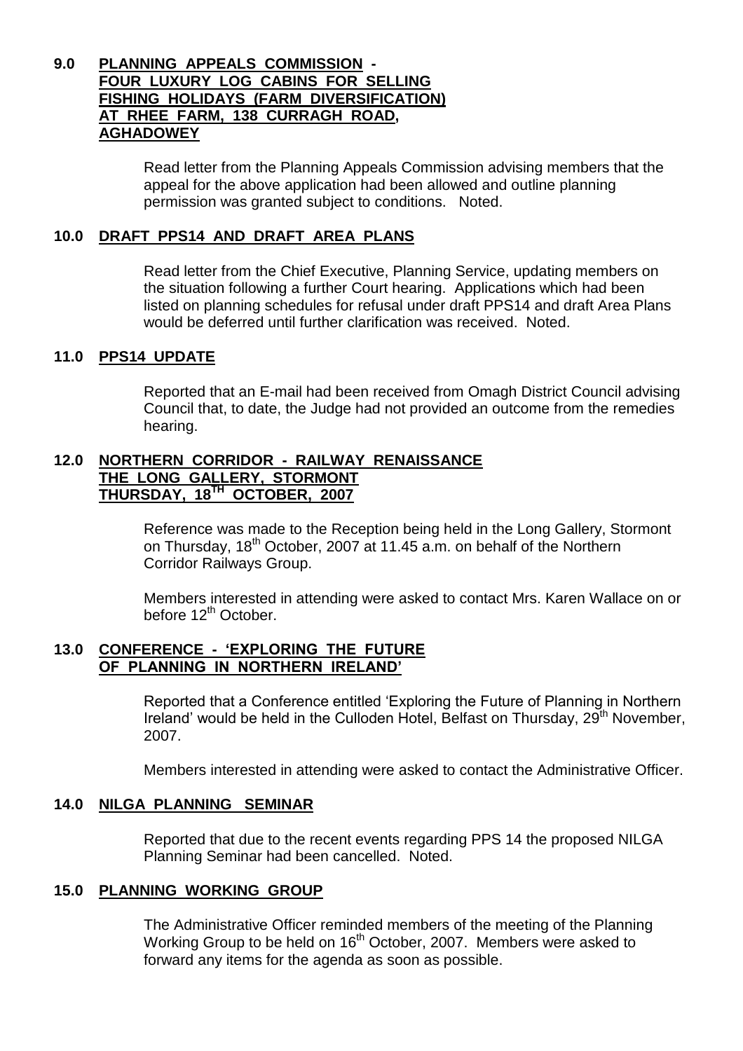## 9.0 PLANNING APPEALS COMMISSION - FOUR LUXURY LOG CABINS FOR SELLING FISHING HOLIDAYS (FARM DIVERSIFICATION) AT RHEE FARM, 138 CURRAGH ROAD, AGHADOWEY

Read letter from the Planning Appeals Commission advising members that the appeal for the above application had been allowed and outline planning permission was granted subject to conditions. Noted.

## 10.0 DRAFT PPS14 AND DRAFT AREA PLANS

Read letter from the Chief Executive, Planning Service, updating members on the situation following a further Court hearing. Applications which had been listed on planning schedules for refusal under draft PPS14 and draft Area Plans would be deferred until further clarification was received. Noted.

## 11.0 PPS14 UPDATE

Reported that an E-mail had been received from Omagh District Council advising Council that, to date, the Judge had not provided an outcome from the remedies hearing.

## 12.0 NORTHERN CORRIDOR - RAILWAY RENAISSANCE THE LONG GALLERY, STORMONT THURSDAY, 18TH OCTOBER, 2007

Reference was made to the Reception being held in the Long Gallery, Stormont on Thursday, 18th October, 2007 at 11.45 a.m. on behalf of the Northern Corridor Railways Group.

Members interested in attending were asked to contact Mrs. Karen Wallace on or before 12th October.

## 13.0 CONFERENCE - 'EXPLORING THE FUTURE OF PLANNING IN NORTHERN IRELAND'

Reported that a Conference entitled 'Exploring the Future of Planning in Northern Ireland' would be held in the Culloden Hotel, Belfast on Thursday, 29th November, 2007.

Members interested in attending were asked to contact the Administrative Officer.

## 14.0 NILGA PLANNING SEMINAR

Reported that due to the recent events regarding PPS 14 the proposed NILGA Planning Seminar had been cancelled. Noted.

## 15.0 PLANNING WORKING GROUP

The Administrative Officer reminded members of the meeting of the Planning Working Group to be held on 16th October, 2007. Members were asked to forward any items for the agenda as soon as possible.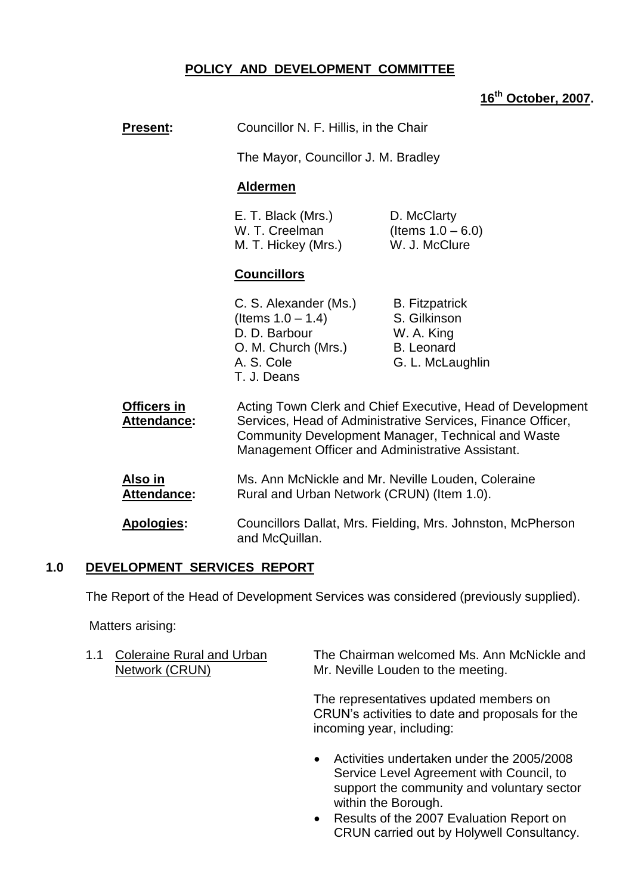# POLICY AND DEVELOPMENT COMMITTEE

**16th October, 2007.**

**Present:** Councillor N. F. Hillis, in the Chair

The Mayor, Councillor J. M. Bradley

**Aldermen**

E. T. Black (Mrs.)
W. T. Creelman
M. T. Hickey (Mrs.)
D. McClarty (Items 1.0 – 6.0)
W. J. McClure

**Councillors**

C. S. Alexander (Ms.) (Items 1.0 – 1.4)
D. D. Barbour
O. M. Church (Mrs.)
A. S. Cole
T. J. Deans
B. Fitzpatrick
S. Gilkinson
W. A. King
B. Leonard
G. L. McLaughlin

**Officers in Attendance:** Acting Town Clerk and Chief Executive, Head of Development Services, Head of Administrative Services, Finance Officer, Community Development Manager, Technical and Waste Management Officer and Administrative Assistant.

**Also in Attendance:** Ms. Ann McNickle and Mr. Neville Louden, Coleraine Rural and Urban Network (CRUN) (Item 1.0).

**Apologies:** Councillors Dallat, Mrs. Fielding, Mrs. Johnston, McPherson and McQuillan.

## 1.0 DEVELOPMENT SERVICES REPORT

The Report of the Head of Development Services was considered (previously supplied).

Matters arising:

1.1 Coleraine Rural and Urban Network (CRUN)

The Chairman welcomed Ms. Ann McNickle and Mr. Neville Louden to the meeting.

The representatives updated members on CRUN's activities to date and proposals for the incoming year, including:

- Activities undertaken under the 2005/2008 Service Level Agreement with Council, to support the community and voluntary sector within the Borough.
- Results of the 2007 Evaluation Report on CRUN carried out by Holywell Consultancy.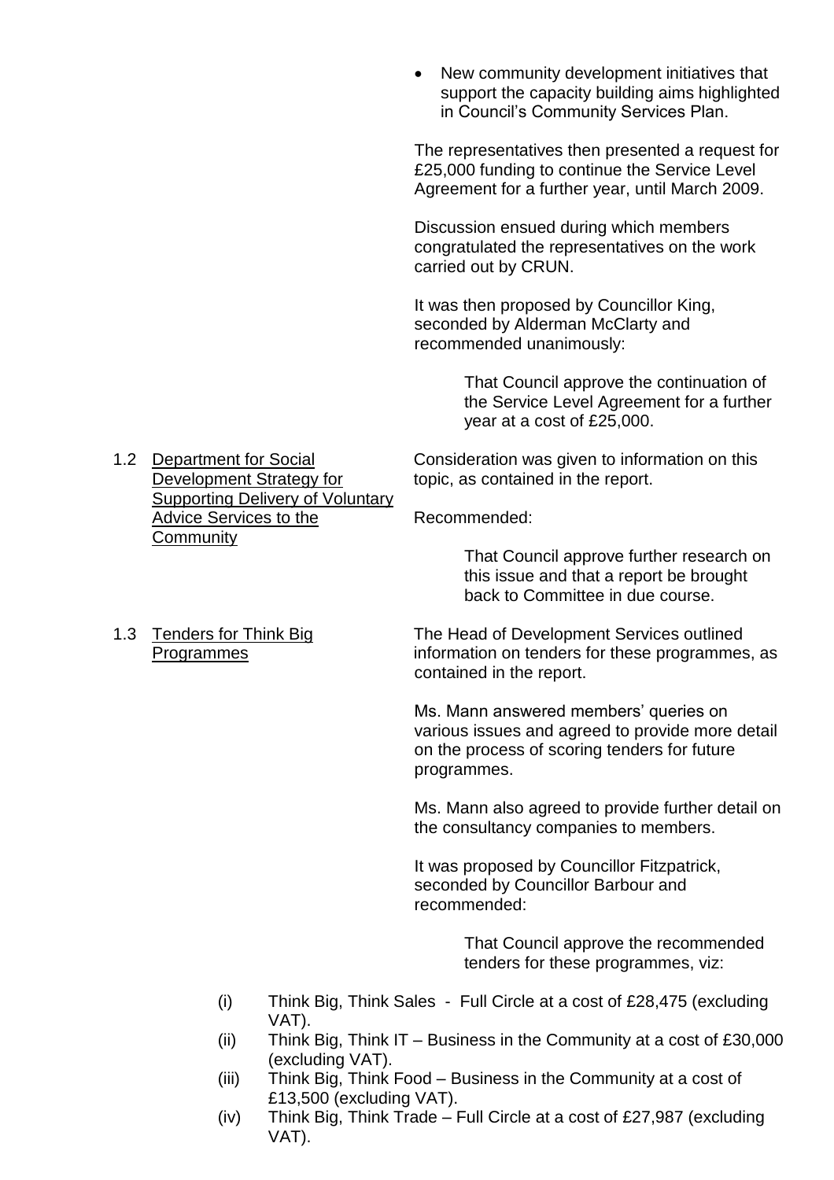- New community development initiatives that support the capacity building aims highlighted in Council's Community Services Plan.

The representatives then presented a request for £25,000 funding to continue the Service Level Agreement for a further year, until March 2009.

Discussion ensued during which members congratulated the representatives on the work carried out by CRUN.

It was then proposed by Councillor King, seconded by Alderman McClarty and recommended unanimously:

> That Council approve the continuation of the Service Level Agreement for a further year at a cost of £25,000.

1.2 Department for Social Development Strategy for Supporting Delivery of Voluntary Advice Services to the Community

Consideration was given to information on this topic, as contained in the report.

Recommended:

> That Council approve further research on this issue and that a report be brought back to Committee in due course.

1.3 Tenders for Think Big Programmes

The Head of Development Services outlined information on tenders for these programmes, as contained in the report.

Ms. Mann answered members' queries on various issues and agreed to provide more detail on the process of scoring tenders for future programmes.

Ms. Mann also agreed to provide further detail on the consultancy companies to members.

It was proposed by Councillor Fitzpatrick, seconded by Councillor Barbour and recommended:

> That Council approve the recommended tenders for these programmes, viz:

(i) Think Big, Think Sales - Full Circle at a cost of £28,475 (excluding VAT).
(ii) Think Big, Think IT – Business in the Community at a cost of £30,000 (excluding VAT).
(iii) Think Big, Think Food – Business in the Community at a cost of £13,500 (excluding VAT).
(iv) Think Big, Think Trade – Full Circle at a cost of £27,987 (excluding VAT).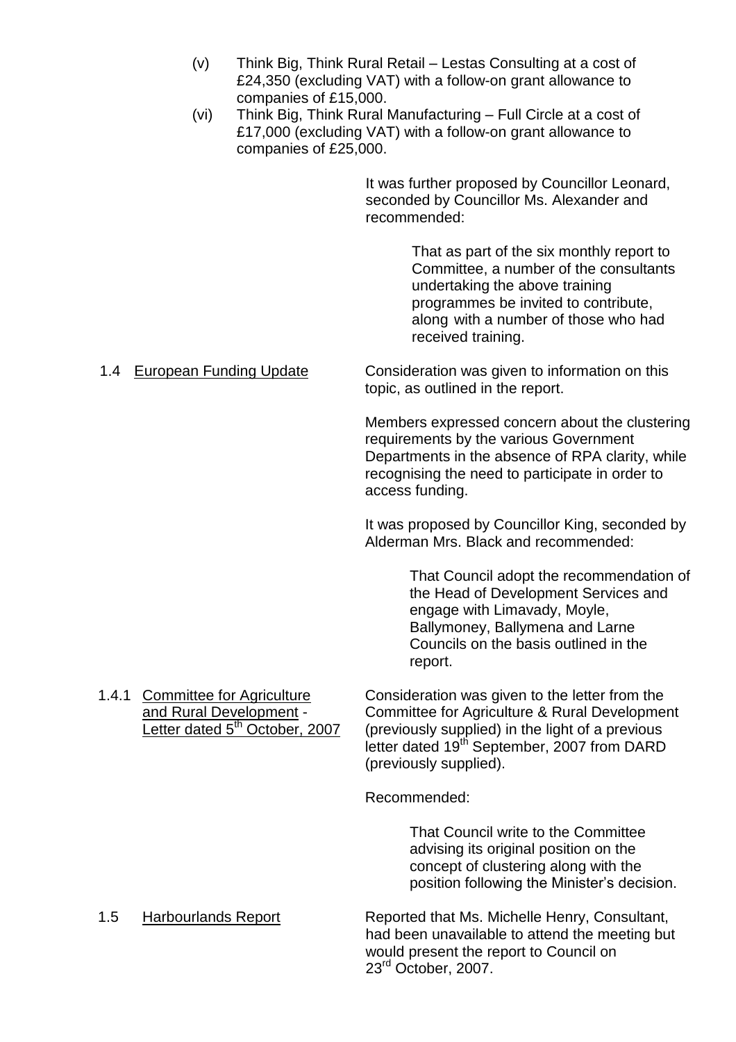(v) Think Big, Think Rural Retail – Lestas Consulting at a cost of £24,350 (excluding VAT) with a follow-on grant allowance to companies of £15,000.

(vi) Think Big, Think Rural Manufacturing – Full Circle at a cost of £17,000 (excluding VAT) with a follow-on grant allowance to companies of £25,000.

It was further proposed by Councillor Leonard, seconded by Councillor Ms. Alexander and recommended:

> That as part of the six monthly report to Committee, a number of the consultants undertaking the above training programmes be invited to contribute, along with a number of those who had received training.

**1.4 European Funding Update**

Consideration was given to information on this topic, as outlined in the report.

Members expressed concern about the clustering requirements by the various Government Departments in the absence of RPA clarity, while recognising the need to participate in order to access funding.

It was proposed by Councillor King, seconded by Alderman Mrs. Black and recommended:

> That Council adopt the recommendation of the Head of Development Services and engage with Limavady, Moyle, Ballymoney, Ballymena and Larne Councils on the basis outlined in the report.

**1.4.1 Committee for Agriculture and Rural Development - Letter dated 5th October, 2007**

Consideration was given to the letter from the Committee for Agriculture & Rural Development (previously supplied) in the light of a previous letter dated 19th September, 2007 from DARD (previously supplied).

Recommended:

> That Council write to the Committee advising its original position on the concept of clustering along with the position following the Minister's decision.

**1.5 Harbourlands Report**

Reported that Ms. Michelle Henry, Consultant, had been unavailable to attend the meeting but would present the report to Council on 23rd October, 2007.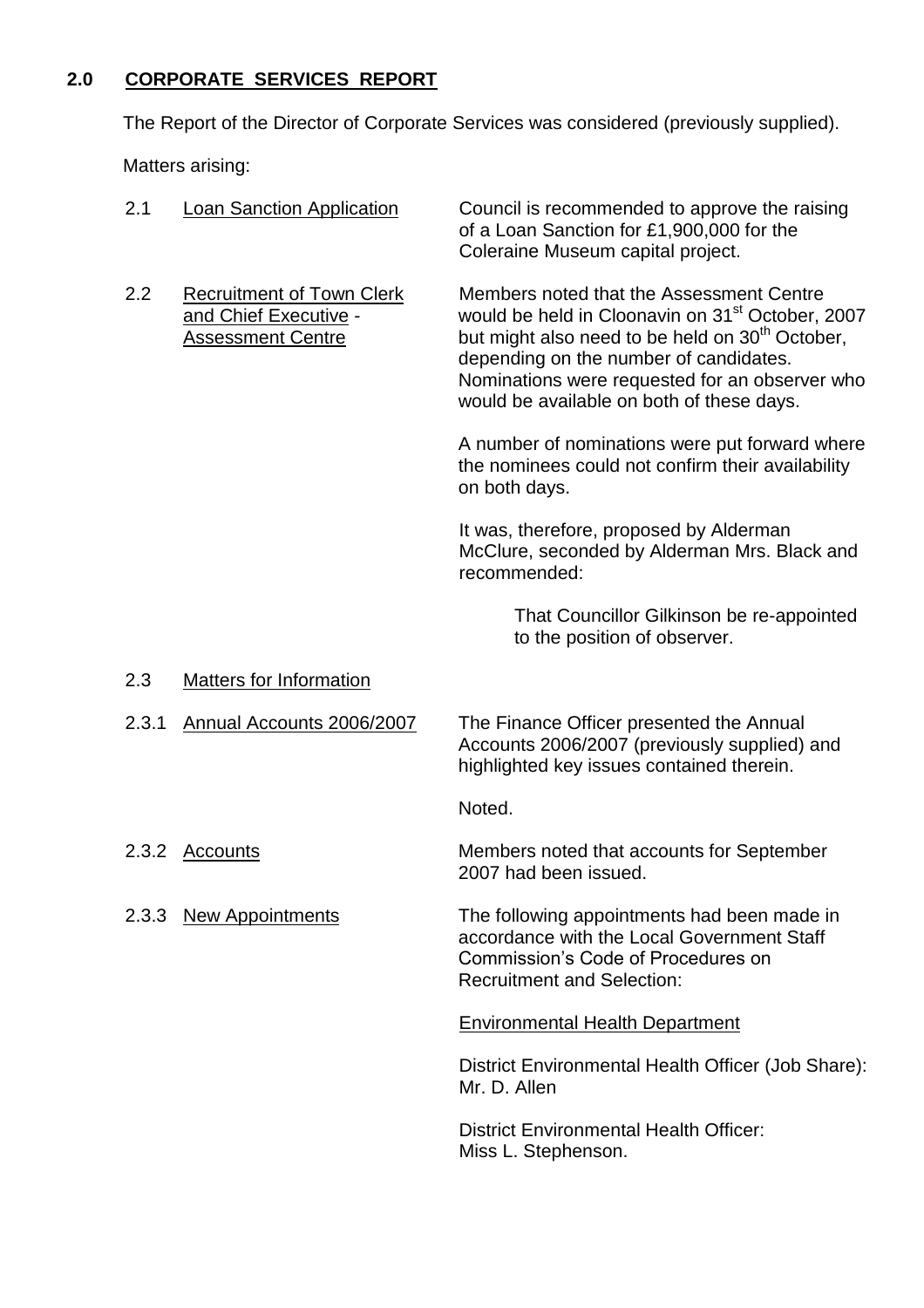## 2.0 CORPORATE SERVICES REPORT

The Report of the Director of Corporate Services was considered (previously supplied).

Matters arising:

2.1 Loan Sanction Application

Council is recommended to approve the raising of a Loan Sanction for £1,900,000 for the Coleraine Museum capital project.

2.2 Recruitment of Town Clerk and Chief Executive - Assessment Centre

Members noted that the Assessment Centre would be held in Cloonavin on 31st October, 2007 but might also need to be held on 30th October, depending on the number of candidates. Nominations were requested for an observer who would be available on both of these days.

A number of nominations were put forward where the nominees could not confirm their availability on both days.

It was, therefore, proposed by Alderman McClure, seconded by Alderman Mrs. Black and recommended:

> That Councillor Gilkinson be re-appointed to the position of observer.

2.3 Matters for Information

2.3.1 Annual Accounts 2006/2007

The Finance Officer presented the Annual Accounts 2006/2007 (previously supplied) and highlighted key issues contained therein.

Noted.

2.3.2 Accounts

Members noted that accounts for September 2007 had been issued.

2.3.3 New Appointments

The following appointments had been made in accordance with the Local Government Staff Commission's Code of Procedures on Recruitment and Selection:

Environmental Health Department

District Environmental Health Officer (Job Share): Mr. D. Allen

District Environmental Health Officer: Miss L. Stephenson.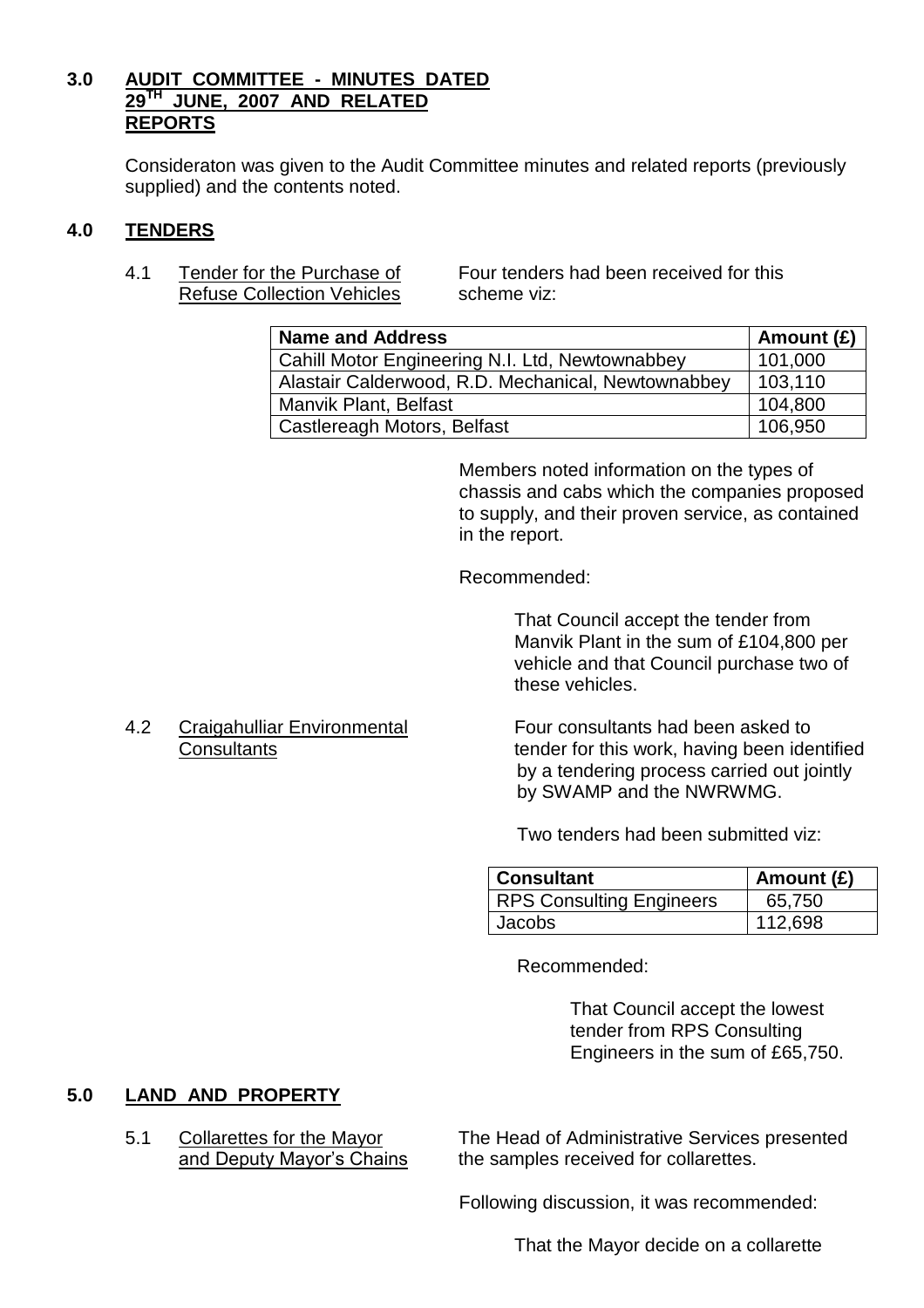## 3.0 AUDIT COMMITTEE - MINUTES DATED 29TH JUNE, 2007 AND RELATED REPORTS

Consideraton was given to the Audit Committee minutes and related reports (previously supplied) and the contents noted.

## 4.0 TENDERS

4.1 Tender for the Purchase of Refuse Collection Vehicles

Four tenders had been received for this scheme viz:

| Name and Address | Amount (£) |
|---|---|
| Cahill Motor Engineering N.I. Ltd, Newtownabbey | 101,000 |
| Alastair Calderwood, R.D. Mechanical, Newtownabbey | 103,110 |
| Manvik Plant, Belfast | 104,800 |
| Castlereagh Motors, Belfast | 106,950 |

Members noted information on the types of chassis and cabs which the companies proposed to supply, and their proven service, as contained in the report.

Recommended:

That Council accept the tender from Manvik Plant in the sum of £104,800 per vehicle and that Council purchase two of these vehicles.

4.2 Craigahulliar Environmental Consultants

Four consultants had been asked to tender for this work, having been identified by a tendering process carried out jointly by SWAMP and the NWRWMG.

Two tenders had been submitted viz:

| Consultant | Amount (£) |
|---|---|
| RPS Consulting Engineers | 65,750 |
| Jacobs | 112,698 |

Recommended:

That Council accept the lowest tender from RPS Consulting Engineers in the sum of £65,750.

## 5.0 LAND AND PROPERTY

5.1 Collarettes for the Mayor and Deputy Mayor's Chains

The Head of Administrative Services presented the samples received for collarettes.

Following discussion, it was recommended:

That the Mayor decide on a collarette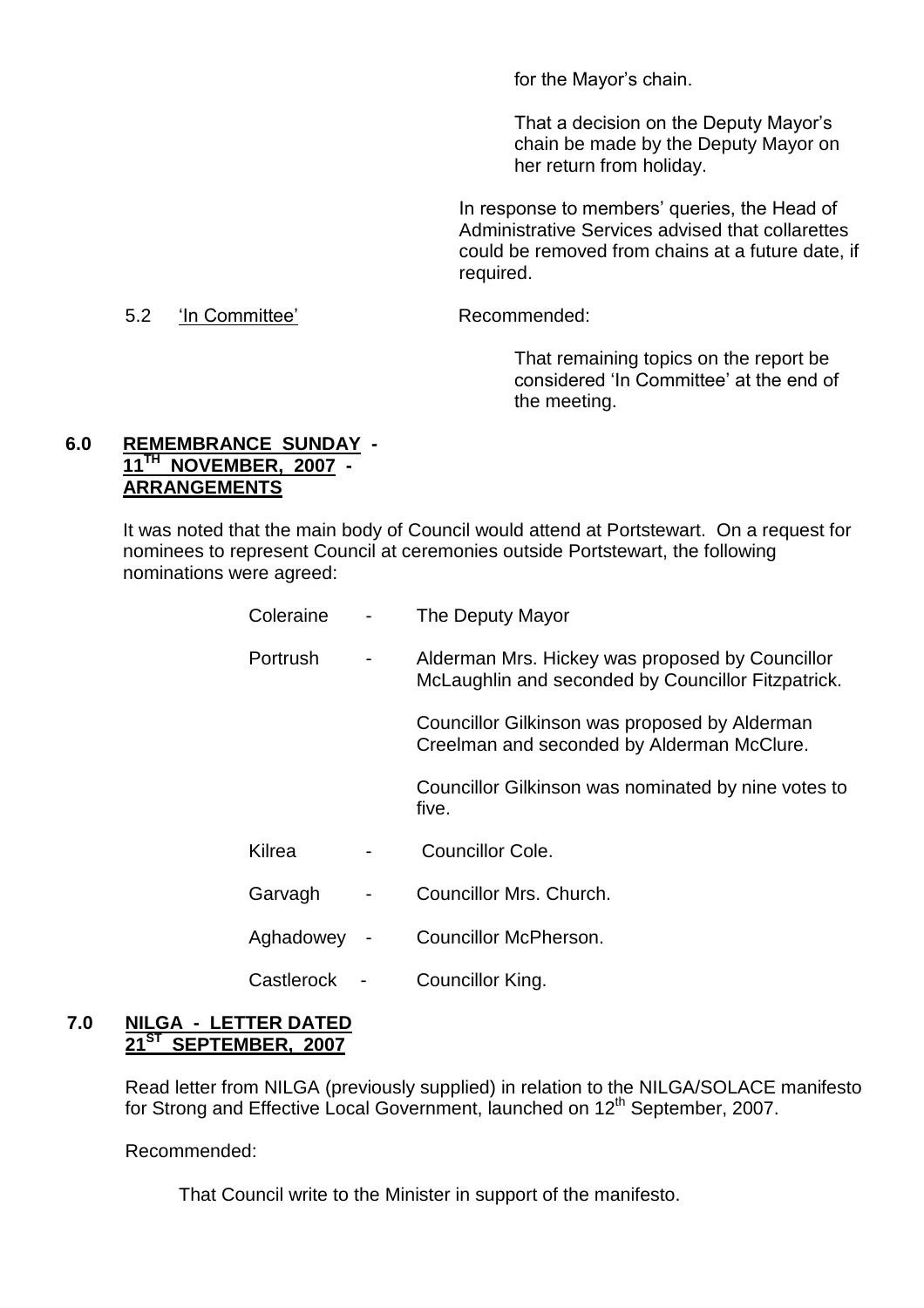for the Mayor's chain.

That a decision on the Deputy Mayor's chain be made by the Deputy Mayor on her return from holiday.

In response to members' queries, the Head of Administrative Services advised that collarettes could be removed from chains at a future date, if required.

5.2 'In Committee' Recommended:

That remaining topics on the report be considered 'In Committee' at the end of the meeting.

## 6.0 REMEMBRANCE SUNDAY - 11TH NOVEMBER, 2007 - ARRANGEMENTS

It was noted that the main body of Council would attend at Portstewart. On a request for nominees to represent Council at ceremonies outside Portstewart, the following nominations were agreed:

| | | |
|---|---|---|
| Coleraine | - | The Deputy Mayor |
| Portrush | - | Alderman Mrs. Hickey was proposed by Councillor McLaughlin and seconded by Councillor Fitzpatrick.<br><br>Councillor Gilkinson was proposed by Alderman Creelman and seconded by Alderman McClure.<br><br>Councillor Gilkinson was nominated by nine votes to five. |
| Kilrea | - | Councillor Cole. |
| Garvagh | - | Councillor Mrs. Church. |
| Aghadowey | - | Councillor McPherson. |
| Castlerock | - | Councillor King. |

## 7.0 NILGA - LETTER DATED 21ST SEPTEMBER, 2007

Read letter from NILGA (previously supplied) in relation to the NILGA/SOLACE manifesto for Strong and Effective Local Government, launched on 12th September, 2007.

Recommended:

That Council write to the Minister in support of the manifesto.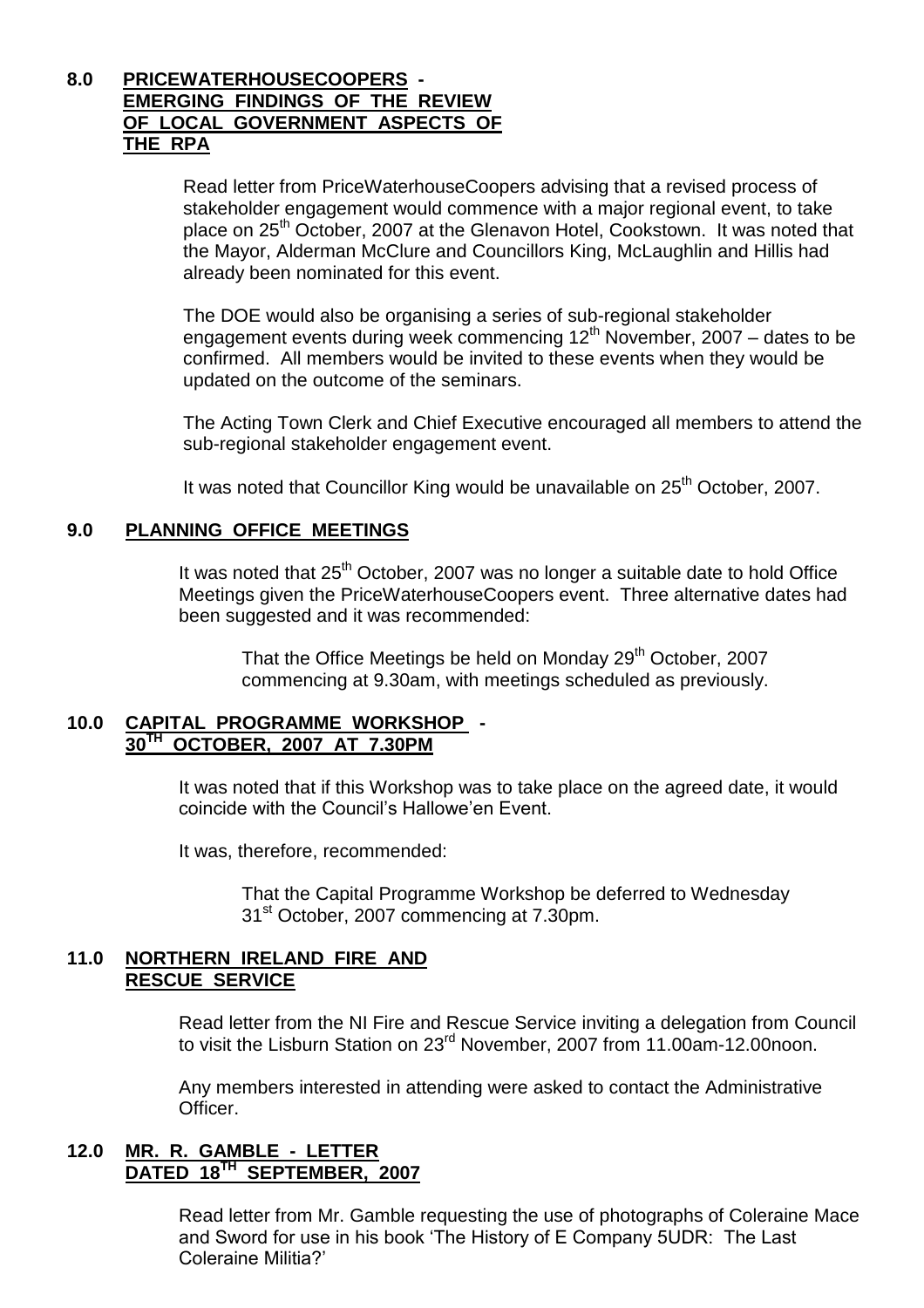## 8.0 PRICEWATERHOUSECOOPERS - EMERGING FINDINGS OF THE REVIEW OF LOCAL GOVERNMENT ASPECTS OF THE RPA

Read letter from PriceWaterhouseCoopers advising that a revised process of stakeholder engagement would commence with a major regional event, to take place on 25th October, 2007 at the Glenavon Hotel, Cookstown. It was noted that the Mayor, Alderman McClure and Councillors King, McLaughlin and Hillis had already been nominated for this event.

The DOE would also be organising a series of sub-regional stakeholder engagement events during week commencing 12th November, 2007 – dates to be confirmed. All members would be invited to these events when they would be updated on the outcome of the seminars.

The Acting Town Clerk and Chief Executive encouraged all members to attend the sub-regional stakeholder engagement event.

It was noted that Councillor King would be unavailable on 25th October, 2007.

## 9.0 PLANNING OFFICE MEETINGS

It was noted that 25th October, 2007 was no longer a suitable date to hold Office Meetings given the PriceWaterhouseCoopers event. Three alternative dates had been suggested and it was recommended:

> That the Office Meetings be held on Monday 29th October, 2007 commencing at 9.30am, with meetings scheduled as previously.

## 10.0 CAPITAL PROGRAMME WORKSHOP - 30TH OCTOBER, 2007 AT 7.30PM

It was noted that if this Workshop was to take place on the agreed date, it would coincide with the Council's Hallowe'en Event.

It was, therefore, recommended:

> That the Capital Programme Workshop be deferred to Wednesday 31st October, 2007 commencing at 7.30pm.

## 11.0 NORTHERN IRELAND FIRE AND RESCUE SERVICE

Read letter from the NI Fire and Rescue Service inviting a delegation from Council to visit the Lisburn Station on 23rd November, 2007 from 11.00am-12.00noon.

Any members interested in attending were asked to contact the Administrative Officer.

## 12.0 MR. R. GAMBLE - LETTER DATED 18TH SEPTEMBER, 2007

Read letter from Mr. Gamble requesting the use of photographs of Coleraine Mace and Sword for use in his book 'The History of E Company 5UDR: The Last Coleraine Militia?'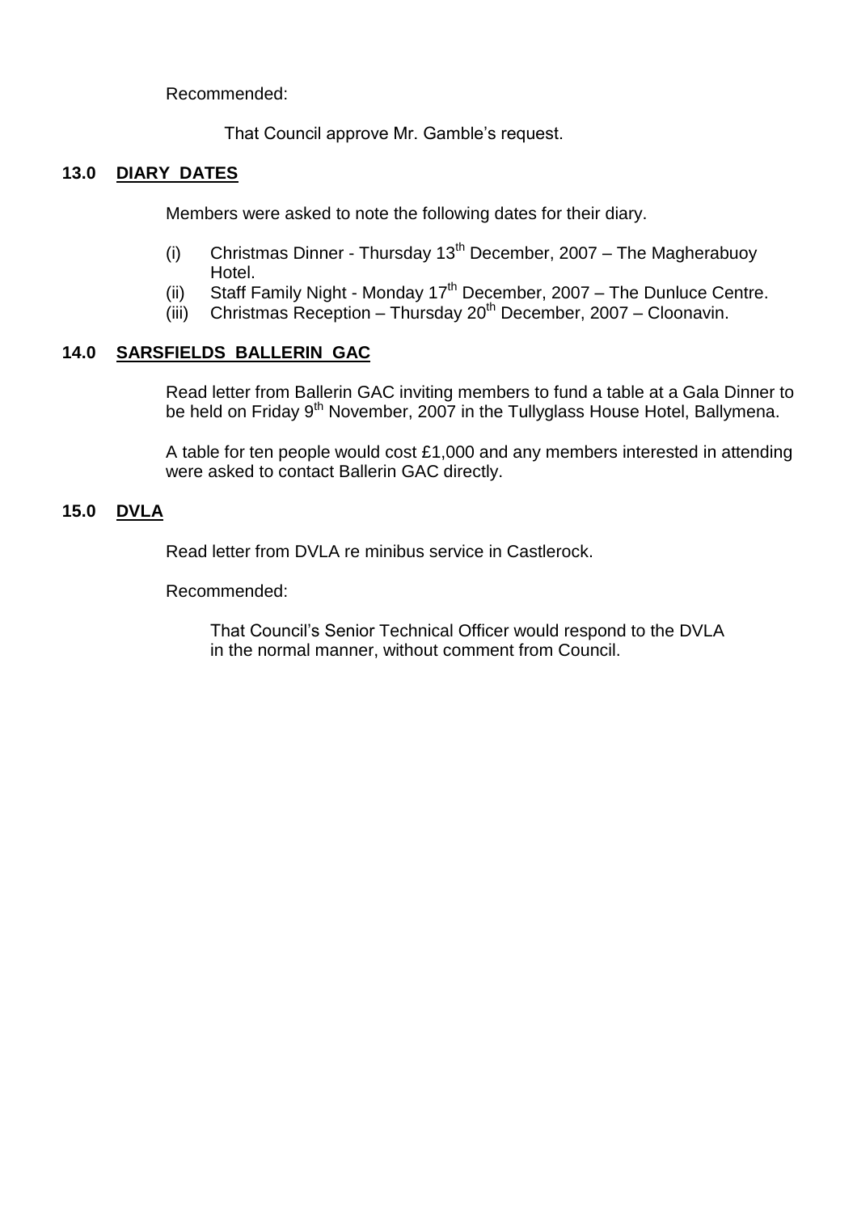Recommended:

That Council approve Mr. Gamble's request.

## 13.0 DIARY DATES

Members were asked to note the following dates for their diary.

(i) Christmas Dinner - Thursday 13th December, 2007 – The Magherabuoy Hotel.
(ii) Staff Family Night - Monday 17th December, 2007 – The Dunluce Centre.
(iii) Christmas Reception – Thursday 20th December, 2007 – Cloonavin.

## 14.0 SARSFIELDS BALLERIN GAC

Read letter from Ballerin GAC inviting members to fund a table at a Gala Dinner to be held on Friday 9th November, 2007 in the Tullyglass House Hotel, Ballymena.

A table for ten people would cost £1,000 and any members interested in attending were asked to contact Ballerin GAC directly.

## 15.0 DVLA

Read letter from DVLA re minibus service in Castlerock.

Recommended:

That Council's Senior Technical Officer would respond to the DVLA in the normal manner, without comment from Council.